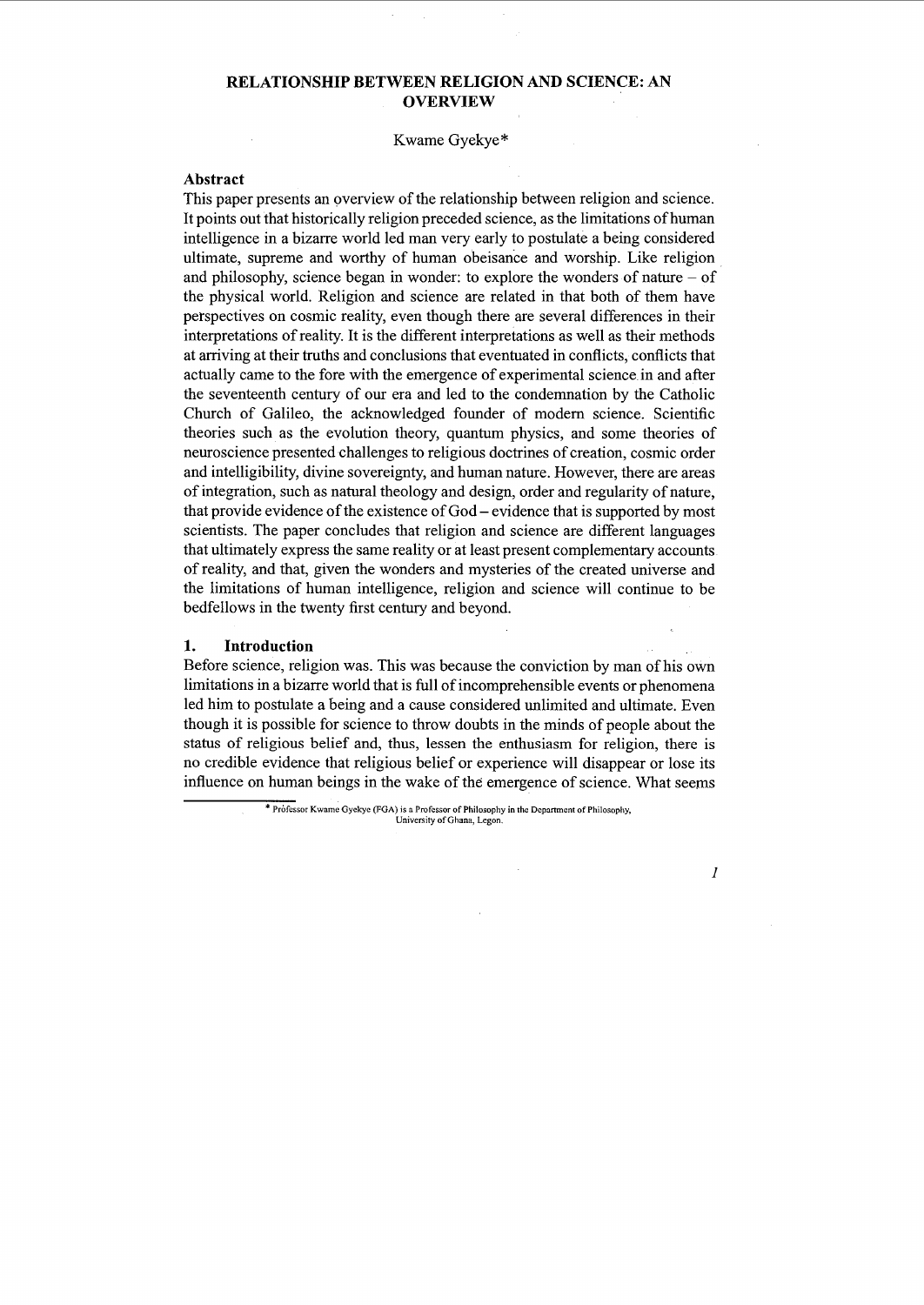# RELATIONSHIP BETWEEN RELIGION AND SCIENCE: AN OVERVIEW

Kwame Gyekye*

## Abstract

This paper presents an overview of the relationship between religion and science. It points out that historically religion preceded science, as the limitations of human intelligence in a bizarre world led man very early to postulate a being considered ultimate, supreme and worthy of human obeisance and worship. Like religion and philosophy, science began in wonder: to explore the wonders of nature – of the physical world. Religion and science are related in that both of them have perspectives on cosmic reality, even though there are several differences in their interpretations of reality. It is the different interpretations as well as their methods at arriving at their truths and conclusions that eventuated in conflicts, conflicts that actually came to the fore with the emergence of experimental science in and after the seventeenth century of our era and led to the condemnation by the Catholic Church of Galileo, the acknowledged founder of modern science. Scientific theories such as the evolution theory, quantum physics, and some theories of neuroscience presented challenges to religious doctrines of creation, cosmic order and intelligibility, divine sovereignty, and human nature. However, there are areas of integration, such as natural theology and design, order and regularity of nature, that provide evidence of the existence of God – evidence that is supported by most scientists. The paper concludes that religion and science are different languages that ultimately express the same reality or at least present complementary accounts of reality, and that, given the wonders and mysteries of the created universe and the limitations of human intelligence, religion and science will continue to be bedfellows in the twenty first century and beyond.

## 1. Introduction

Before science, religion was. This was because the conviction by man of his own limitations in a bizarre world that is full of incomprehensible events or phenomena led him to postulate a being and a cause considered unlimited and ultimate. Even though it is possible for science to throw doubts in the minds of people about the status of religious belief and, thus, lessen the enthusiasm for religion, there is no credible evidence that religious belief or experience will disappear or lose its influence on human beings in the wake of the emergence of science. What seems

---

* Professor Kwame Gyekye (FGA) is a Professor of Philosophy in the Department of Philosophy, University of Ghana, Legon.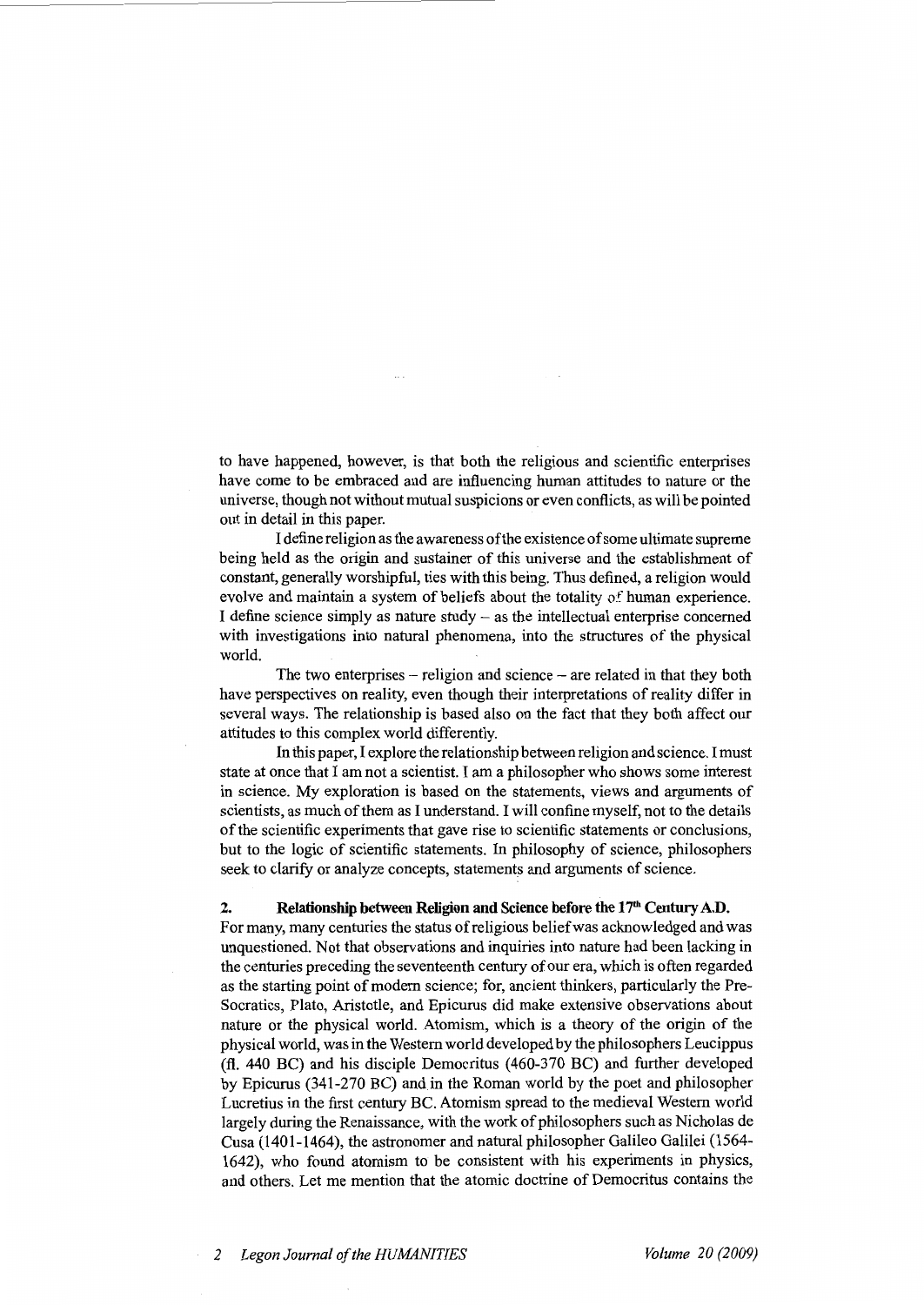to have happened, however, is that both the religious and scientific enterprises have come to be embraced and are influencing human attitudes to nature or the universe, though not without mutual suspicions or even conflicts, as will be pointed out in detail in this paper.

I define religion as the awareness of the existence of some ultimate supreme being held as the origin and sustainer of this universe and the establishment of constant, generally worshipful, ties with this being. Thus defined, a religion would evolve and maintain a system of beliefs about the totality of human experience. I define science simply as nature study – as the intellectual enterprise concerned with investigations into natural phenomena, into the structures of the physical world.

The two enterprises – religion and science – are related in that they both have perspectives on reality, even though their interpretations of reality differ in several ways. The relationship is based also on the fact that they both affect our attitudes to this complex world differently.

In this paper, I explore the relationship between religion and science. I must state at once that I am not a scientist. I am a philosopher who shows some interest in science. My exploration is based on the statements, views and arguments of scientists, as much of them as I understand. I will confine myself, not to the details of the scientific experiments that gave rise to scientific statements or conclusions, but to the logic of scientific statements. In philosophy of science, philosophers seek to clarify or analyze concepts, statements and arguments of science.

## 2. Relationship between Religion and Science before the 17th Century A.D.

For many, many centuries the status of religious belief was acknowledged and was unquestioned. Not that observations and inquiries into nature had been lacking in the centuries preceding the seventeenth century of our era, which is often regarded as the starting point of modern science; for, ancient thinkers, particularly the Pre-Socratics, Plato, Aristotle, and Epicurus did make extensive observations about nature or the physical world. Atomism, which is a theory of the origin of the physical world, was in the Western world developed by the philosophers Leucippus (fl. 440 BC) and his disciple Democritus (460-370 BC) and further developed by Epicurus (341-270 BC) and in the Roman world by the poet and philosopher Lucretius in the first century BC. Atomism spread to the medieval Western world largely during the Renaissance, with the work of philosophers such as Nicholas de Cusa (1401-1464), the astronomer and natural philosopher Galileo Galilei (1564-1642), who found atomism to be consistent with his experiments in physics, and others. Let me mention that the atomic doctrine of Democritus contains the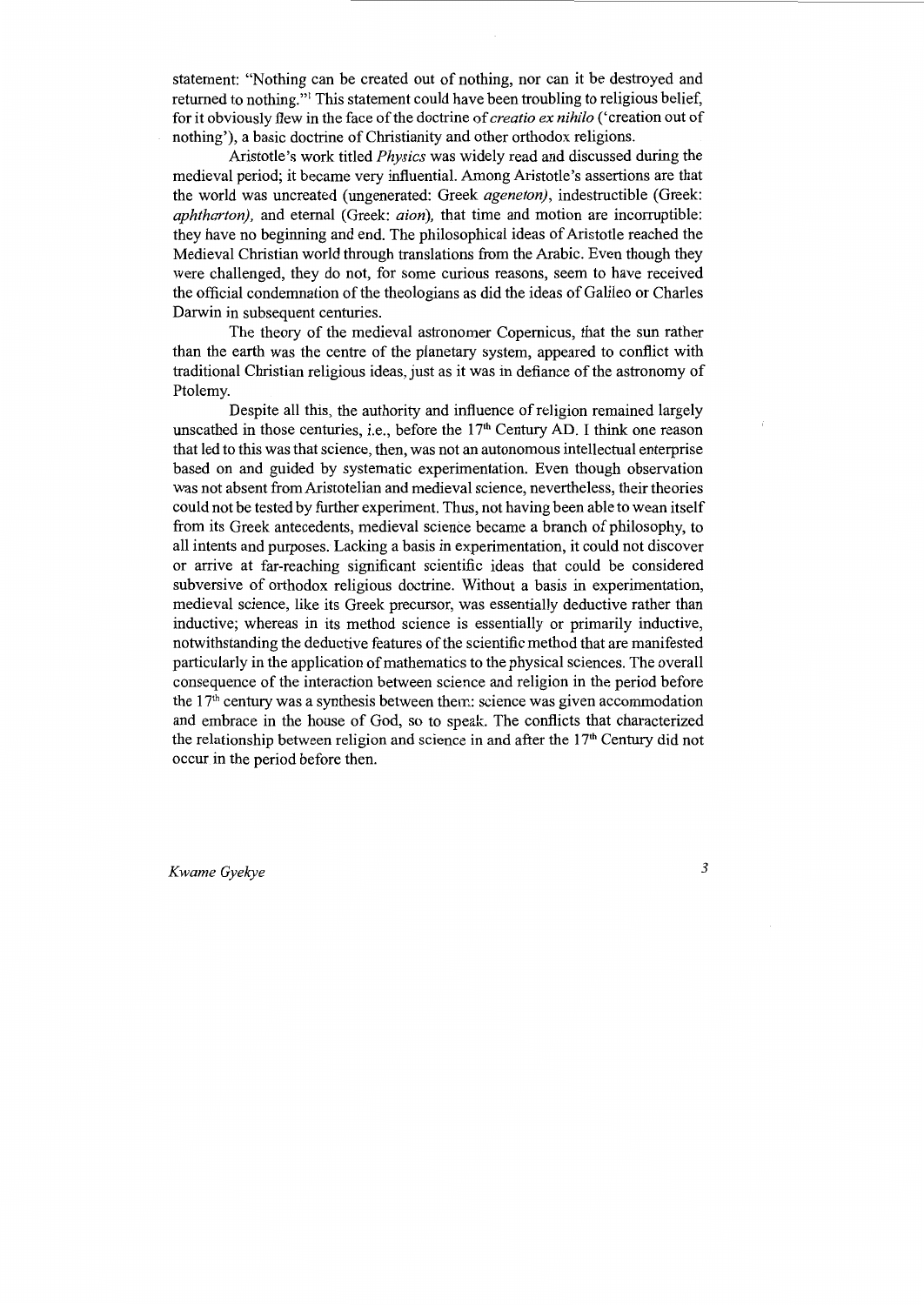statement: "Nothing can be created out of nothing, nor can it be destroyed and returned to nothing."[1] This statement could have been troubling to religious belief, for it obviously flew in the face of the doctrine of *creatio ex nihilo* ('creation out of nothing'), a basic doctrine of Christianity and other orthodox religions.

Aristotle's work titled *Physics* was widely read and discussed during the medieval period; it became very influential. Among Aristotle's assertions are that the world was uncreated (ungenerated: Greek *ageneton)*, indestructible (Greek: *aphtharton),* and eternal (Greek: *aion*), that time and motion are incorruptible: they have no beginning and end. The philosophical ideas of Aristotle reached the Medieval Christian world through translations from the Arabic. Even though they were challenged, they do not, for some curious reasons, seem to have received the official condemnation of the theologians as did the ideas of Galileo or Charles Darwin in subsequent centuries.

The theory of the medieval astronomer Copernicus, that the sun rather than the earth was the centre of the planetary system, appeared to conflict with traditional Christian religious ideas, just as it was in defiance of the astronomy of Ptolemy.

Despite all this, the authority and influence of religion remained largely unscathed in those centuries, i.e., before the 17th Century AD. I think one reason that led to this was that science, then, was not an autonomous intellectual enterprise based on and guided by systematic experimentation. Even though observation was not absent from Aristotelian and medieval science, nevertheless, their theories could not be tested by further experiment. Thus, not having been able to wean itself from its Greek antecedents, medieval science became a branch of philosophy, to all intents and purposes. Lacking a basis in experimentation, it could not discover or arrive at far-reaching significant scientific ideas that could be considered subversive of orthodox religious doctrine. Without a basis in experimentation, medieval science, like its Greek precursor, was essentially deductive rather than inductive; whereas in its method science is essentially or primarily inductive, notwithstanding the deductive features of the scientific method that are manifested particularly in the application of mathematics to the physical sciences. The overall consequence of the interaction between science and religion in the period before the 17th century was a synthesis between them: science was given accommodation and embrace in the house of God, so to speak. The conflicts that characterized the relationship between religion and science in and after the 17th Century did not occur in the period before then.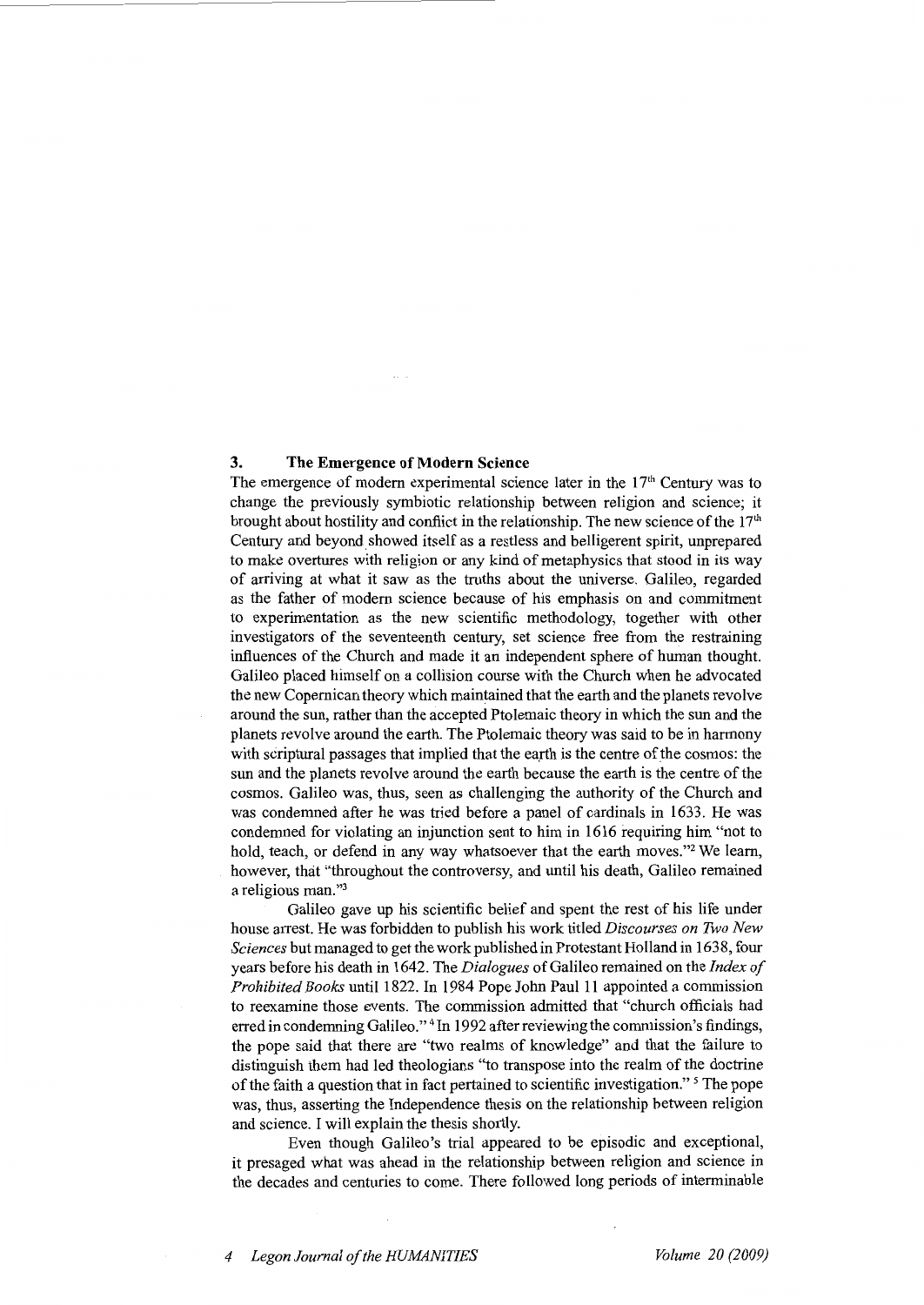## 3. The Emergence of Modern Science

The emergence of modern experimental science later in the 17th Century was to change the previously symbiotic relationship between religion and science; it brought about hostility and conflict in the relationship. The new science of the 17th Century and beyond showed itself as a restless and belligerent spirit, unprepared to make overtures with religion or any kind of metaphysics that stood in its way of arriving at what it saw as the truths about the universe. Galileo, regarded as the father of modern science because of his emphasis on and commitment to experimentation as the new scientific methodology, together with other investigators of the seventeenth century, set science free from the restraining influences of the Church and made it an independent sphere of human thought. Galileo placed himself on a collision course with the Church when he advocated the new Copernican theory which maintained that the earth and the planets revolve around the sun, rather than the accepted Ptolemaic theory in which the sun and the planets revolve around the earth. The Ptolemaic theory was said to be in harmony with scriptural passages that implied that the earth is the centre of the cosmos: the sun and the planets revolve around the earth because the earth is the centre of the cosmos. Galileo was, thus, seen as challenging the authority of the Church and was condemned after he was tried before a panel of cardinals in 1633. He was condemned for violating an injunction sent to him in 1616 requiring him "not to hold, teach, or defend in any way whatsoever that the earth moves."[2] We learn, however, that "throughout the controversy, and until his death, Galileo remained a religious man."[3]

Galileo gave up his scientific belief and spent the rest of his life under house arrest. He was forbidden to publish his work titled *Discourses on Two New Sciences* but managed to get the work published in Protestant Holland in 1638, four years before his death in 1642. The *Dialogues* of Galileo remained on the *Index of Prohibited Books* until 1822. In 1984 Pope John Paul 11 appointed a commission to reexamine those events. The commission admitted that "church officials had erred in condemning Galileo."[4] In 1992 after reviewing the commission's findings, the pope said that there are "two realms of knowledge" and that the failure to distinguish them had led theologians "to transpose into the realm of the doctrine of the faith a question that in fact pertained to scientific investigation."[5] The pope was, thus, asserting the Independence thesis on the relationship between religion and science. I will explain the thesis shortly.

Even though Galileo's trial appeared to be episodic and exceptional, it presaged what was ahead in the relationship between religion and science in the decades and centuries to come. There followed long periods of interminable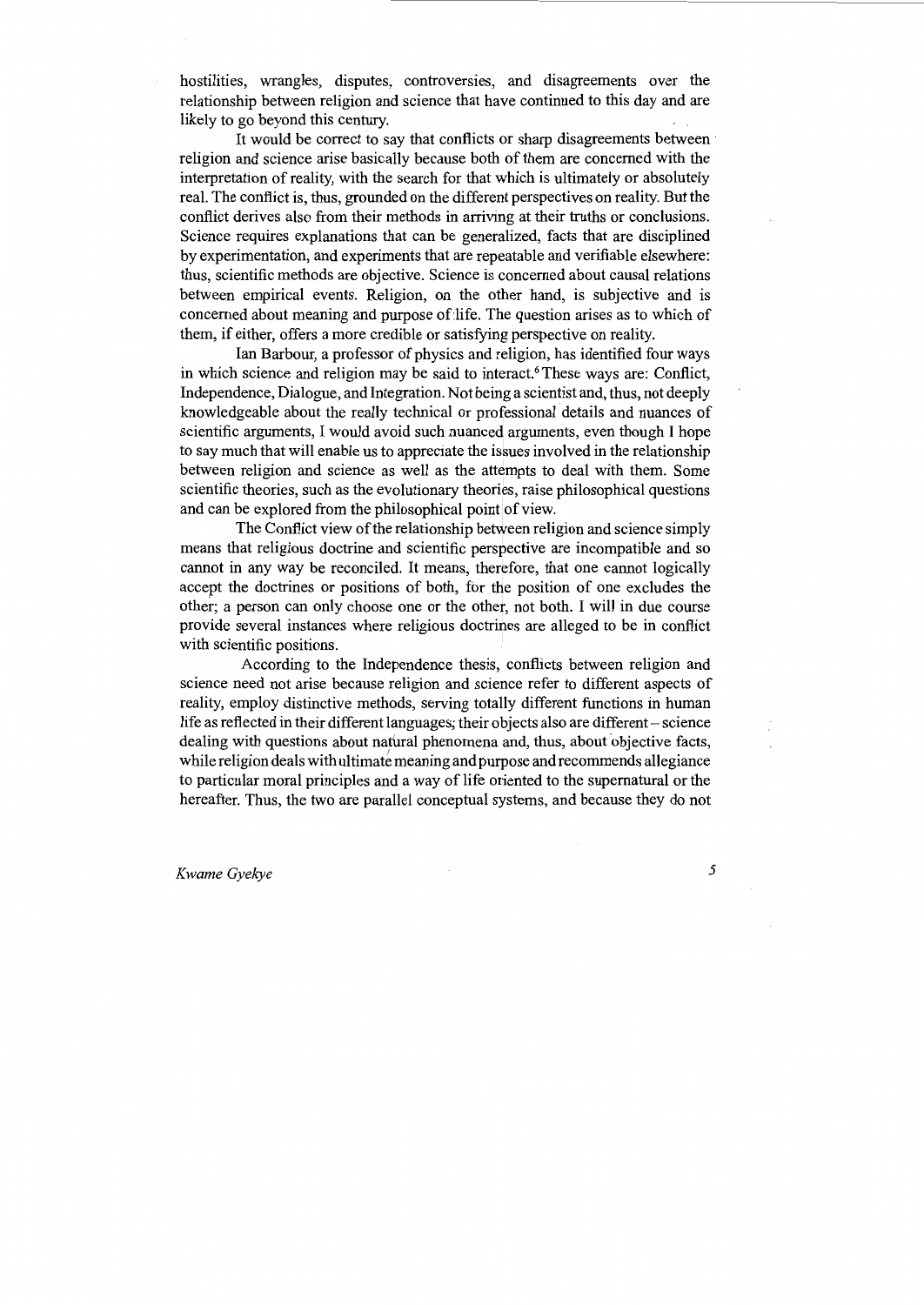hostilities, wrangles, disputes, controversies, and disagreements over the relationship between religion and science that have continued to this day and are likely to go beyond this century.

It would be correct to say that conflicts or sharp disagreements between religion and science arise basically because both of them are concerned with the interpretation of reality, with the search for that which is ultimately or absolutely real. The conflict is, thus, grounded on the different perspectives on reality. But the conflict derives also from their methods in arriving at their truths or conclusions. Science requires explanations that can be generalized, facts that are disciplined by experimentation, and experiments that are repeatable and verifiable elsewhere: thus, scientific methods are objective. Science is concerned about causal relations between empirical events. Religion, on the other hand, is subjective and is concerned about meaning and purpose of life. The question arises as to which of them, if either, offers a more credible or satisfying perspective on reality.

Ian Barbour, a professor of physics and religion, has identified four ways in which science and religion may be said to interact.[6] These ways are: Conflict, Independence, Dialogue, and Integration. Not being a scientist and, thus, not deeply knowledgeable about the really technical or professional details and nuances of scientific arguments, I would avoid such nuanced arguments, even though I hope to say much that will enable us to appreciate the issues involved in the relationship between religion and science as well as the attempts to deal with them. Some scientific theories, such as the evolutionary theories, raise philosophical questions and can be explored from the philosophical point of view.

The Conflict view of the relationship between religion and science simply means that religious doctrine and scientific perspective are incompatible and so cannot in any way be reconciled. It means, therefore, that one cannot logically accept the doctrines or positions of both, for the position of one excludes the other; a person can only choose one or the other, not both. I will in due course provide several instances where religious doctrines are alleged to be in conflict with scientific positions.

According to the Independence thesis, conflicts between religion and science need not arise because religion and science refer to different aspects of reality, employ distinctive methods, serving totally different functions in human life as reflected in their different languages; their objects also are different – science dealing with questions about natural phenomena and, thus, about objective facts, while religion deals with ultimate meaning and purpose and recommends allegiance to particular moral principles and a way of life oriented to the supernatural or the hereafter. Thus, the two are parallel conceptual systems, and because they do not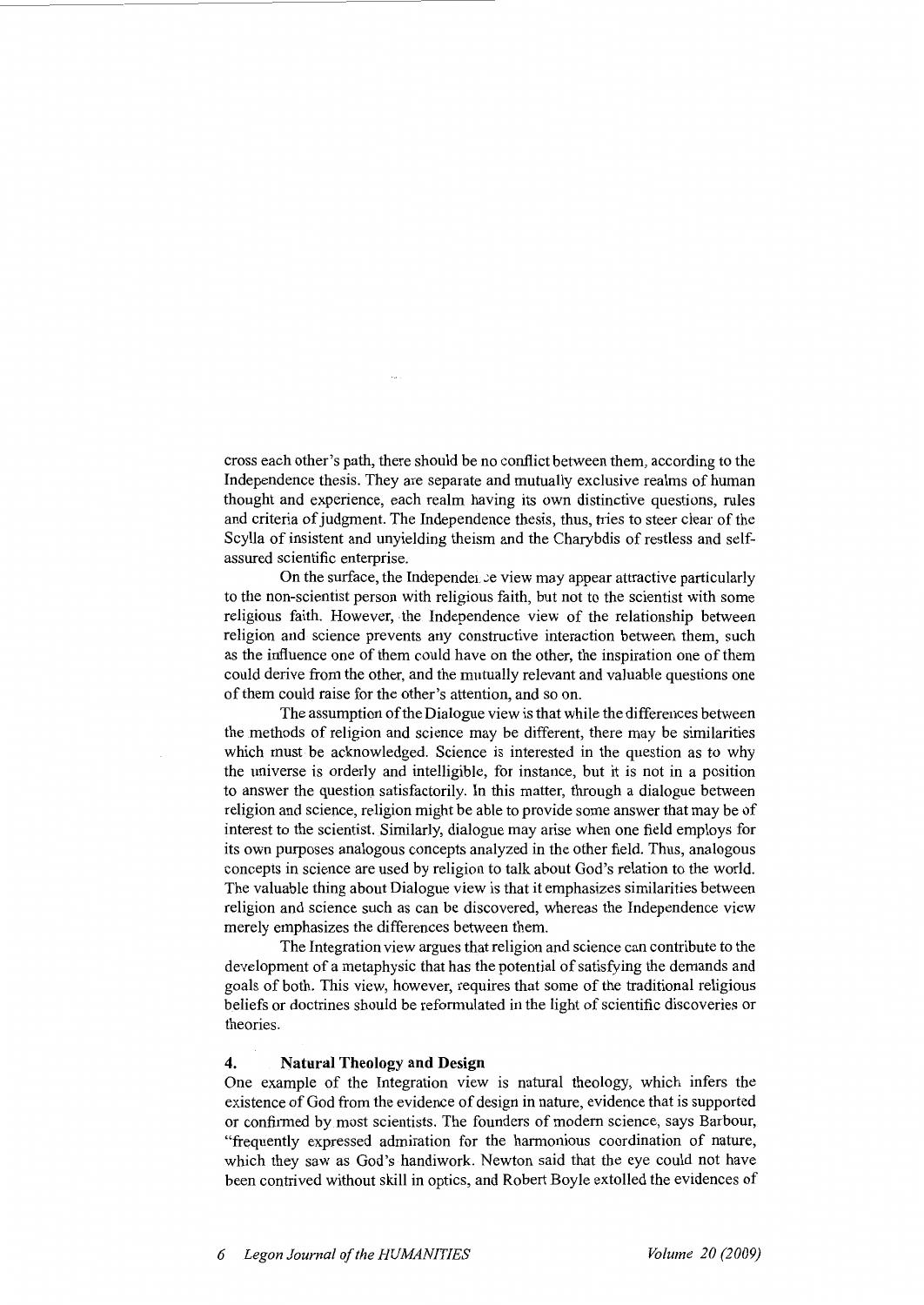cross each other's path, there should be no conflict between them, according to the Independence thesis. They are separate and mutually exclusive realms of human thought and experience, each realm having its own distinctive questions, rules and criteria of judgment. The Independence thesis, thus, tries to steer clear of the Scylla of insistent and unyielding theism and the Charybdis of restless and self-assured scientific enterprise.

On the surface, the Independence view may appear attractive particularly to the non-scientist person with religious faith, but not to the scientist with some religious faith. However, the Independence view of the relationship between religion and science prevents any constructive interaction between them, such as the influence one of them could have on the other, the inspiration one of them could derive from the other, and the mutually relevant and valuable questions one of them could raise for the other's attention, and so on.

The assumption of the Dialogue view is that while the differences between the methods of religion and science may be different, there may be similarities which must be acknowledged. Science is interested in the question as to why the universe is orderly and intelligible, for instance, but it is not in a position to answer the question satisfactorily. In this matter, through a dialogue between religion and science, religion might be able to provide some answer that may be of interest to the scientist. Similarly, dialogue may arise when one field employs for its own purposes analogous concepts analyzed in the other field. Thus, analogous concepts in science are used by religion to talk about God's relation to the world. The valuable thing about Dialogue view is that it emphasizes similarities between religion and science such as can be discovered, whereas the Independence view merely emphasizes the differences between them.

The Integration view argues that religion and science can contribute to the development of a metaphysic that has the potential of satisfying the demands and goals of both. This view, however, requires that some of the traditional religious beliefs or doctrines should be reformulated in the light of scientific discoveries or theories.

## 4. Natural Theology and Design

One example of the Integration view is natural theology, which infers the existence of God from the evidence of design in nature, evidence that is supported or confirmed by most scientists. The founders of modern science, says Barbour, "frequently expressed admiration for the harmonious coordination of nature, which they saw as God's handiwork. Newton said that the eye could not have been contrived without skill in optics, and Robert Boyle extolled the evidences of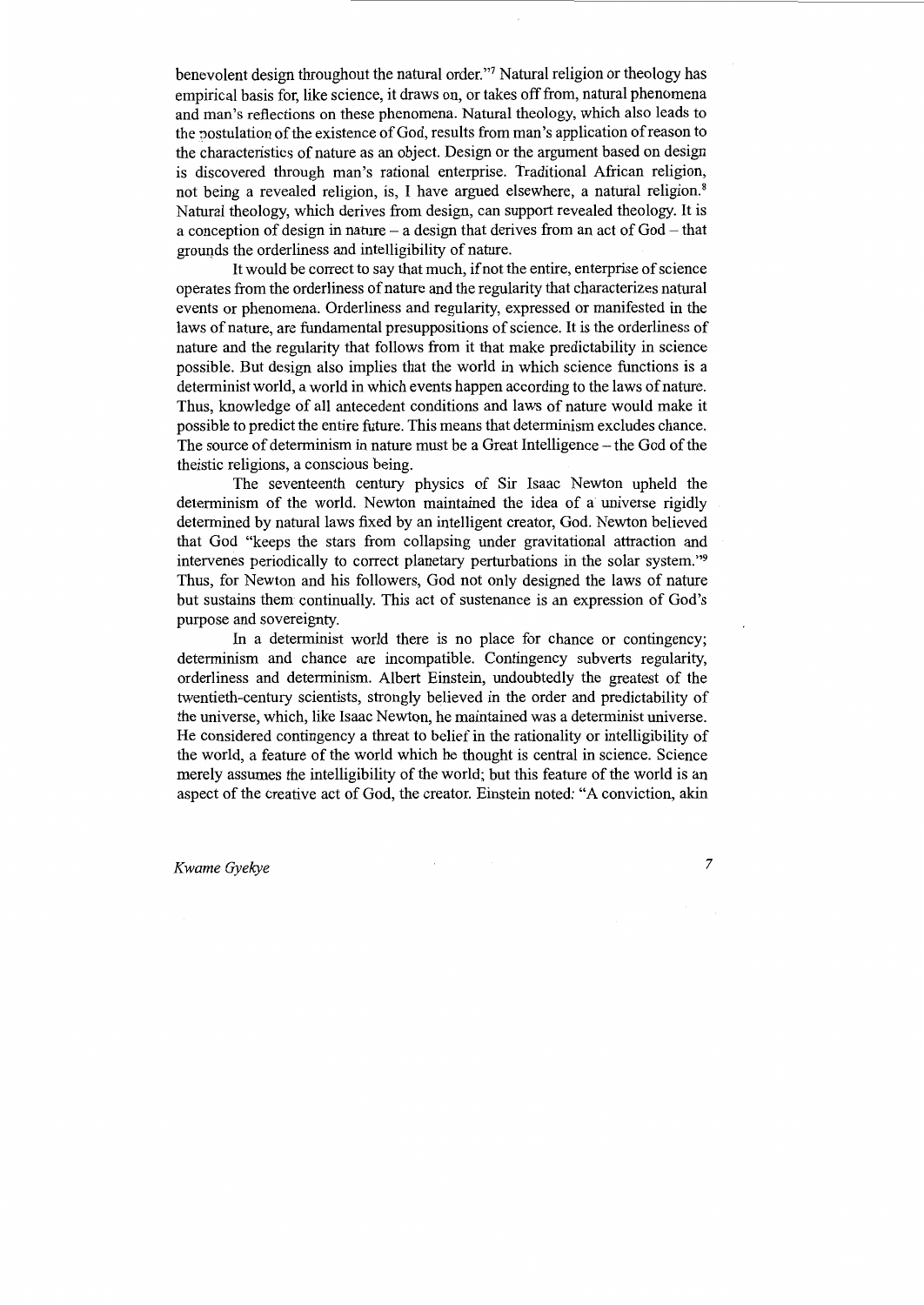benevolent design throughout the natural order."[7] Natural religion or theology has empirical basis for, like science, it draws on, or takes off from, natural phenomena and man's reflections on these phenomena. Natural theology, which also leads to the postulation of the existence of God, results from man's application of reason to the characteristics of nature as an object. Design or the argument based on design is discovered through man's rational enterprise. Traditional African religion, not being a revealed religion, is, I have argued elsewhere, a natural religion.[8] Natural theology, which derives from design, can support revealed theology. It is a conception of design in nature – a design that derives from an act of God – that grounds the orderliness and intelligibility of nature.

It would be correct to say that much, if not the entire, enterprise of science operates from the orderliness of nature and the regularity that characterizes natural events or phenomena. Orderliness and regularity, expressed or manifested in the laws of nature, are fundamental presuppositions of science. It is the orderliness of nature and the regularity that follows from it that make predictability in science possible. But design also implies that the world in which science functions is a determinist world, a world in which events happen according to the laws of nature. Thus, knowledge of all antecedent conditions and laws of nature would make it possible to predict the entire future. This means that determinism excludes chance. The source of determinism in nature must be a Great Intelligence – the God of the theistic religions, a conscious being.

The seventeenth century physics of Sir Isaac Newton upheld the determinism of the world. Newton maintained the idea of a universe rigidly determined by natural laws fixed by an intelligent creator, God. Newton believed that God "keeps the stars from collapsing under gravitational attraction and intervenes periodically to correct planetary perturbations in the solar system."[9] Thus, for Newton and his followers, God not only designed the laws of nature but sustains them continually. This act of sustenance is an expression of God's purpose and sovereignty.

In a determinist world there is no place for chance or contingency; determinism and chance are incompatible. Contingency subverts regularity, orderliness and determinism. Albert Einstein, undoubtedly the greatest of the twentieth-century scientists, strongly believed in the order and predictability of the universe, which, like Isaac Newton, he maintained was a determinist universe. He considered contingency a threat to belief in the rationality or intelligibility of the world, a feature of the world which he thought is central in science. Science merely assumes the intelligibility of the world; but this feature of the world is an aspect of the creative act of God, the creator. Einstein noted: "A conviction, akin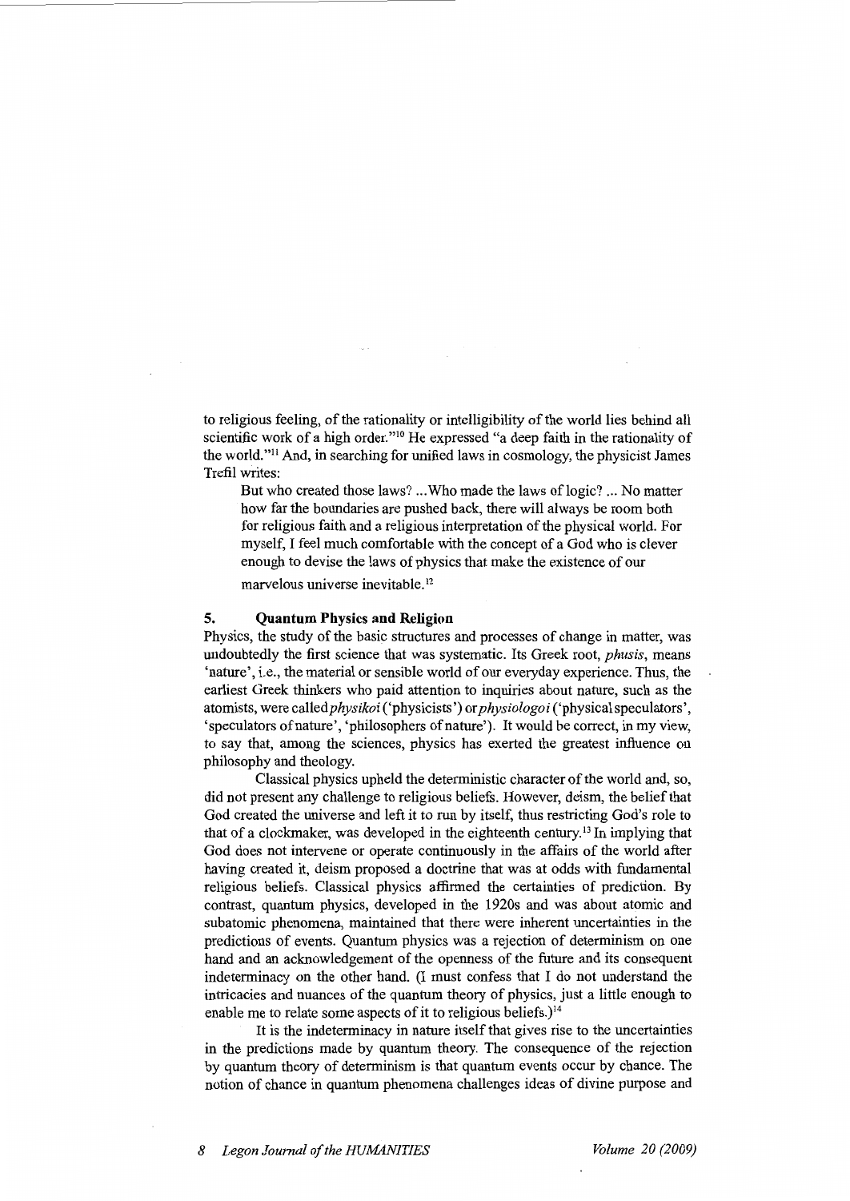to religious feeling, of the rationality or intelligibility of the world lies behind all scientific work of a high order."[10] He expressed "a deep faith in the rationality of the world."[11] And, in searching for unified laws in cosmology, the physicist James Trefil writes:

> But who created those laws? ...Who made the laws of logic? ... No matter how far the boundaries are pushed back, there will always be room both for religious faith and a religious interpretation of the physical world. For myself, I feel much comfortable with the concept of a God who is clever enough to devise the laws of physics that make the existence of our marvelous universe inevitable.[12]

## 5. Quantum Physics and Religion

Physics, the study of the basic structures and processes of change in matter, was undoubtedly the first science that was systematic. Its Greek root, *phusis*, means 'nature', i.e., the material or sensible world of our everyday experience. Thus, the earliest Greek thinkers who paid attention to inquiries about nature, such as the atomists, were called *physikoi* ('physicists') or *physiologoi* ('physical speculators', 'speculators of nature', 'philosophers of nature'). It would be correct, in my view, to say that, among the sciences, physics has exerted the greatest influence on philosophy and theology.

Classical physics upheld the deterministic character of the world and, so, did not present any challenge to religious beliefs. However, deism, the belief that God created the universe and left it to run by itself, thus restricting God's role to that of a clockmaker, was developed in the eighteenth century.[13] In implying that God does not intervene or operate continuously in the affairs of the world after having created it, deism proposed a doctrine that was at odds with fundamental religious beliefs. Classical physics affirmed the certainties of prediction. By contrast, quantum physics, developed in the 1920s and was about atomic and subatomic phenomena, maintained that there were inherent uncertainties in the predictions of events. Quantum physics was a rejection of determinism on one hand and an acknowledgement of the openness of the future and its consequent indeterminacy on the other hand. (I must confess that I do not understand the intricacies and nuances of the quantum theory of physics, just a little enough to enable me to relate some aspects of it to religious beliefs.)[14]

It is the indeterminacy in nature itself that gives rise to the uncertainties in the predictions made by quantum theory. The consequence of the rejection by quantum theory of determinism is that quantum events occur by chance. The notion of chance in quantum phenomena challenges ideas of divine purpose and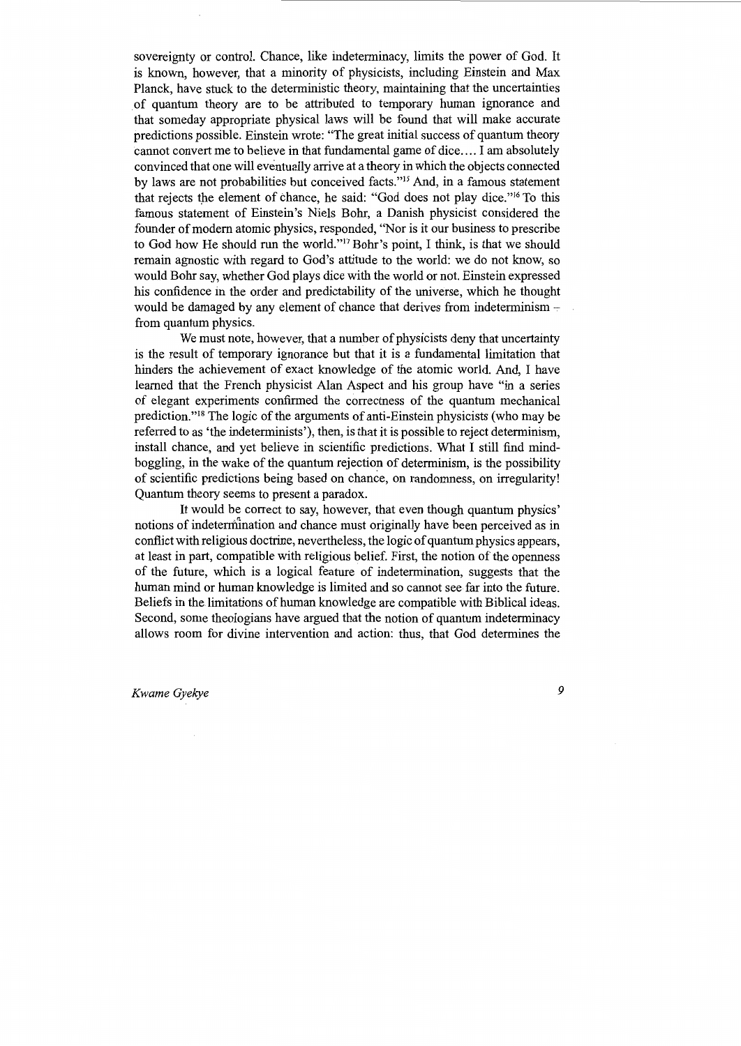sovereignty or control. Chance, like indeterminacy, limits the power of God. It is known, however, that a minority of physicists, including Einstein and Max Planck, have stuck to the deterministic theory, maintaining that the uncertainties of quantum theory are to be attributed to temporary human ignorance and that someday appropriate physical laws will be found that will make accurate predictions possible. Einstein wrote: "The great initial success of quantum theory cannot convert me to believe in that fundamental game of dice.... I am absolutely convinced that one will eventually arrive at a theory in which the objects connected by laws are not probabilities but conceived facts."[15] And, in a famous statement that rejects the element of chance, he said: "God does not play dice."[16] To this famous statement of Einstein's Niels Bohr, a Danish physicist considered the founder of modern atomic physics, responded, "Nor is it our business to prescribe to God how He should run the world."[17] Bohr's point, I think, is that we should remain agnostic with regard to God's attitude to the world: we do not know, so would Bohr say, whether God plays dice with the world or not. Einstein expressed his confidence in the order and predictability of the universe, which he thought would be damaged by any element of chance that derives from indeterminism – from quantum physics.

We must note, however, that a number of physicists deny that uncertainty is the result of temporary ignorance but that it is a fundamental limitation that hinders the achievement of exact knowledge of the atomic world. And, I have learned that the French physicist Alan Aspect and his group have "in a series of elegant experiments confirmed the correctness of the quantum mechanical prediction."[18] The logic of the arguments of anti-Einstein physicists (who may be referred to as 'the indeterminists'), then, is that it is possible to reject determinism, install chance, and yet believe in scientific predictions. What I still find mind-boggling, in the wake of the quantum rejection of determinism, is the possibility of scientific predictions being based on chance, on randomness, on irregularity! Quantum theory seems to present a paradox.

It would be correct to say, however, that even though quantum physics' notions of indetermination and chance must originally have been perceived as in conflict with religious doctrine, nevertheless, the logic of quantum physics appears, at least in part, compatible with religious belief. First, the notion of the openness of the future, which is a logical feature of indetermination, suggests that the human mind or human knowledge is limited and so cannot see far into the future. Beliefs in the limitations of human knowledge are compatible with Biblical ideas. Second, some theologians have argued that the notion of quantum indeterminacy allows room for divine intervention and action: thus, that God determines the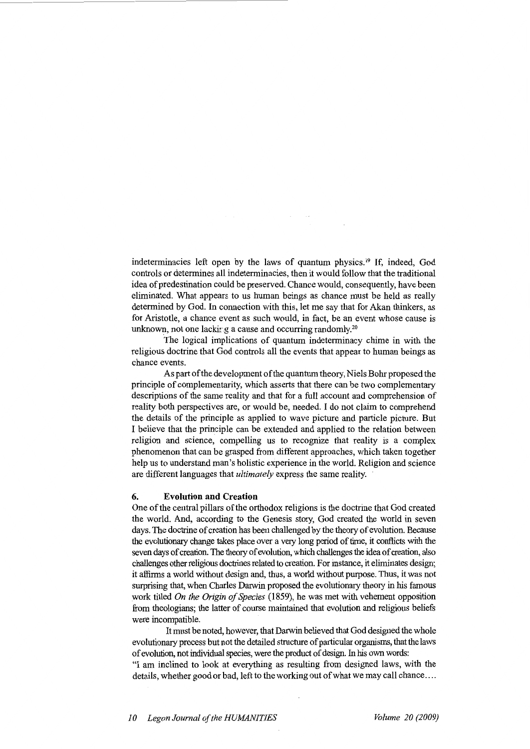indeterminacies left open by the laws of quantum physics.[19] If, indeed, God controls or determines all indeterminacies, then it would follow that the traditional idea of predestination could be preserved. Chance would, consequently, have been eliminated. What appears to us human beings as chance must be held as really determined by God. In connection with this, let me say that for Akan thinkers, as for Aristotle, a chance event as such would, in fact, be an event whose cause is unknown, not one lacking a cause and occurring randomly.[20]

The logical implications of quantum indeterminacy chime in with the religious doctrine that God controls all the events that appear to human beings as chance events.

As part of the development of the quantum theory, Niels Bohr proposed the principle of complementarity, which asserts that there can be two complementary descriptions of the same reality and that for a full account and comprehension of reality both perspectives are, or would be, needed. I do not claim to comprehend the details of the principle as applied to wave picture and particle picture. But I believe that the principle can be extended and applied to the relation between religion and science, compelling us to recognize that reality is a complex phenomenon that can be grasped from different approaches, which taken together help us to understand man's holistic experience in the world. Religion and science are different languages that *ultimately* express the same reality.

## 6. Evolution and Creation

One of the central pillars of the orthodox religions is the doctrine that God created the world. And, according to the Genesis story, God created the world in seven days. The doctrine of creation has been challenged by the theory of evolution. Because the evolutionary change takes place over a very long period of time, it conflicts with the seven days of creation. The theory of evolution, which challenges the idea of creation, also challenges other religious doctrines related to creation. For instance, it eliminates design; it affirms a world without design and, thus, a world without purpose. Thus, it was not surprising that, when Charles Darwin proposed the evolutionary theory in his famous work titled *On the Origin of Species* (1859), he was met with vehement opposition from theologians; the latter of course maintained that evolution and religious beliefs were incompatible.

It must be noted, however, that Darwin believed that God designed the whole evolutionary process but not the detailed structure of particular organisms, that the laws of evolution, not individual species, were the product of design. In his own words:

"I am inclined to look at everything as resulting from designed laws, with the details, whether good or bad, left to the working out of what we may call chance....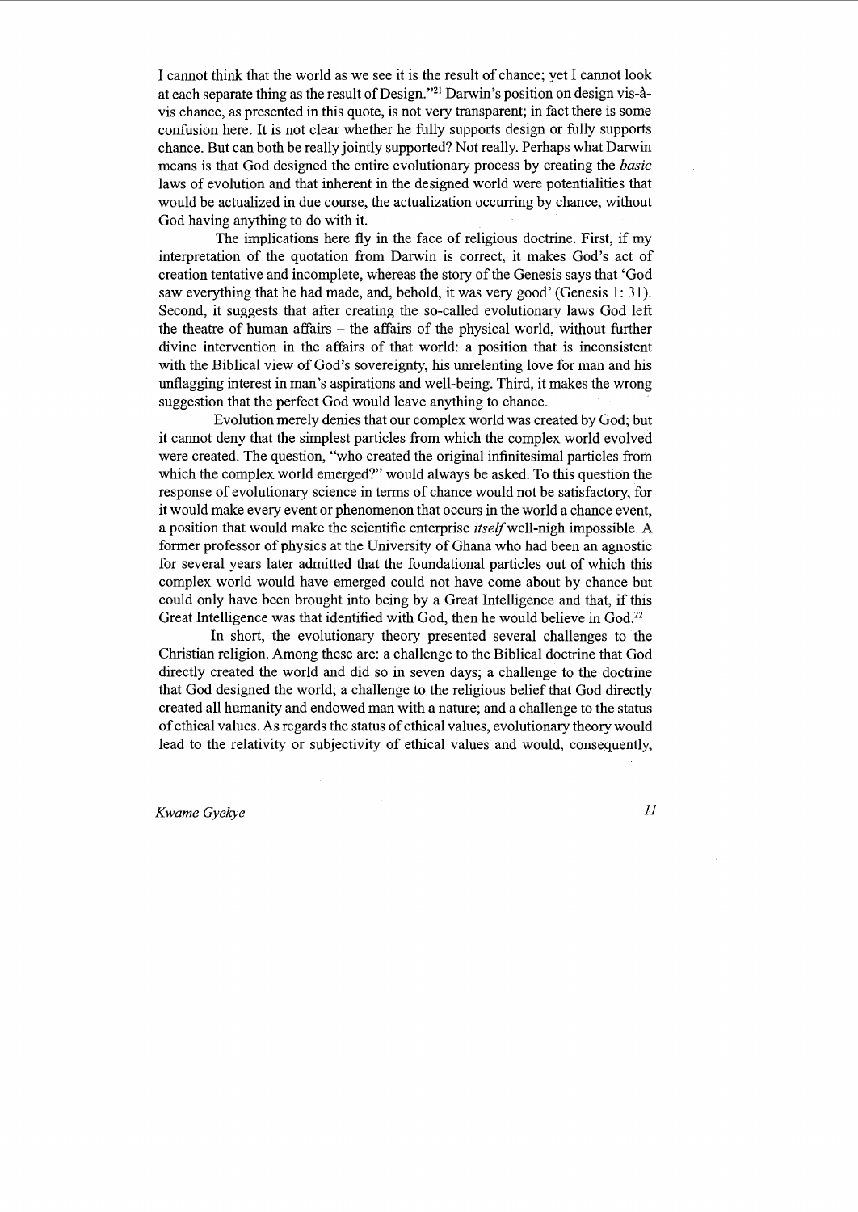I cannot think that the world as we see it is the result of chance; yet I cannot look at each separate thing as the result of Design."[21] Darwin's position on design vis-à-vis chance, as presented in this quote, is not very transparent; in fact there is some confusion here. It is not clear whether he fully supports design or fully supports chance. But can both be really jointly supported? Not really. Perhaps what Darwin means is that God designed the entire evolutionary process by creating the *basic* laws of evolution and that inherent in the designed world were potentialities that would be actualized in due course, the actualization occurring by chance, without God having anything to do with it.

The implications here fly in the face of religious doctrine. First, if my interpretation of the quotation from Darwin is correct, it makes God's act of creation tentative and incomplete, whereas the story of the Genesis says that 'God saw everything that he had made, and, behold, it was very good' (Genesis 1: 31). Second, it suggests that after creating the so-called evolutionary laws God left the theatre of human affairs – the affairs of the physical world, without further divine intervention in the affairs of that world: a position that is inconsistent with the Biblical view of God's sovereignty, his unrelenting love for man and his unflagging interest in man's aspirations and well-being. Third, it makes the wrong suggestion that the perfect God would leave anything to chance.

Evolution merely denies that our complex world was created by God; but it cannot deny that the simplest particles from which the complex world evolved were created. The question, "who created the original infinitesimal particles from which the complex world emerged?" would always be asked. To this question the response of evolutionary science in terms of chance would not be satisfactory, for it would make every event or phenomenon that occurs in the world a chance event, a position that would make the scientific enterprise *itself* well-nigh impossible. A former professor of physics at the University of Ghana who had been an agnostic for several years later admitted that the foundational particles out of which this complex world would have emerged could not have come about by chance but could only have been brought into being by a Great Intelligence and that, if this Great Intelligence was that identified with God, then he would believe in God.[22]

In short, the evolutionary theory presented several challenges to the Christian religion. Among these are: a challenge to the Biblical doctrine that God directly created the world and did so in seven days; a challenge to the doctrine that God designed the world; a challenge to the religious belief that God directly created all humanity and endowed man with a nature; and a challenge to the status of ethical values. As regards the status of ethical values, evolutionary theory would lead to the relativity or subjectivity of ethical values and would, consequently,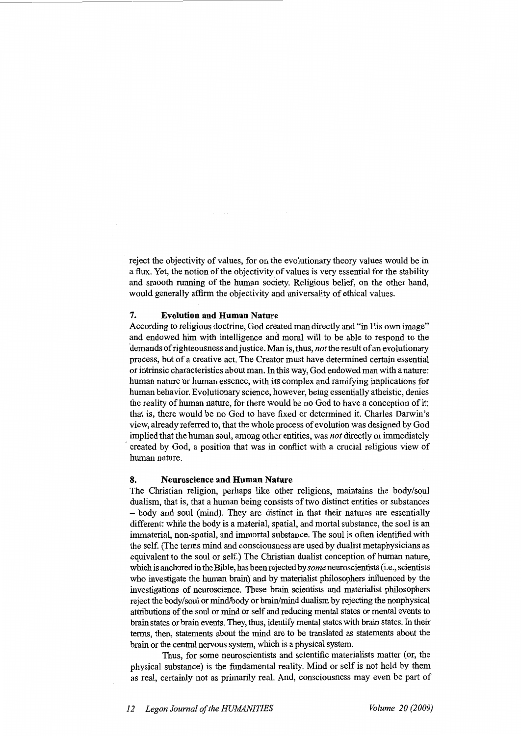reject the objectivity of values, for on the evolutionary theory values would be in a flux. Yet, the notion of the objectivity of values is very essential for the stability and smooth running of the human society. Religious belief, on the other hand, would generally affirm the objectivity and universality of ethical values.

## 7. Evolution and Human Nature

According to religious doctrine, God created man directly and "in His own image" and endowed him with intelligence and moral will to be able to respond to the demands of righteousness and justice. Man is, thus, *not* the result of an evolutionary process, but of a creative act. The Creator must have determined certain essential or intrinsic characteristics about man. In this way, God endowed man with a nature: human nature or human essence, with its complex and ramifying implications for human behavior. Evolutionary science, however, being essentially atheistic, denies the reality of human nature, for there would be no God to have a conception of it; that is, there would be no God to have fixed or determined it. Charles Darwin's view, already referred to, that the whole process of evolution was designed by God implied that the human soul, among other entities, was *not* directly or immediately created by God, a position that was in conflict with a crucial religious view of human nature.

## 8. Neuroscience and Human Nature

The Christian religion, perhaps like other religions, maintains the body/soul dualism, that is, that a human being consists of two distinct entities or substances – body and soul (mind). They are distinct in that their natures are essentially different: while the body is a material, spatial, and mortal substance, the soul is an immaterial, non-spatial, and immortal substance. The soul is often identified with the self. (The terms mind and consciousness are used by dualist metaphysicians as equivalent to the soul or self.) The Christian dualist conception of human nature, which is anchored in the Bible, has been rejected by *some* neuroscientists (i.e., scientists who investigate the human brain) and by materialist philosophers influenced by the investigations of neuroscience. These brain scientists and materialist philosophers reject the body/soul or mind/body or brain/mind dualism by rejecting the nonphysical attributions of the soul or mind or self and reducing mental states or mental events to brain states or brain events. They, thus, identify mental states with brain states. In their terms, then, statements about the mind are to be translated as statements about the brain or the central nervous system, which is a physical system.

Thus, for some neuroscientists and scientific materialists matter (or, the physical substance) is the fundamental reality. Mind or self is not held by them as real, certainly not as primarily real. And, consciousness may even be part of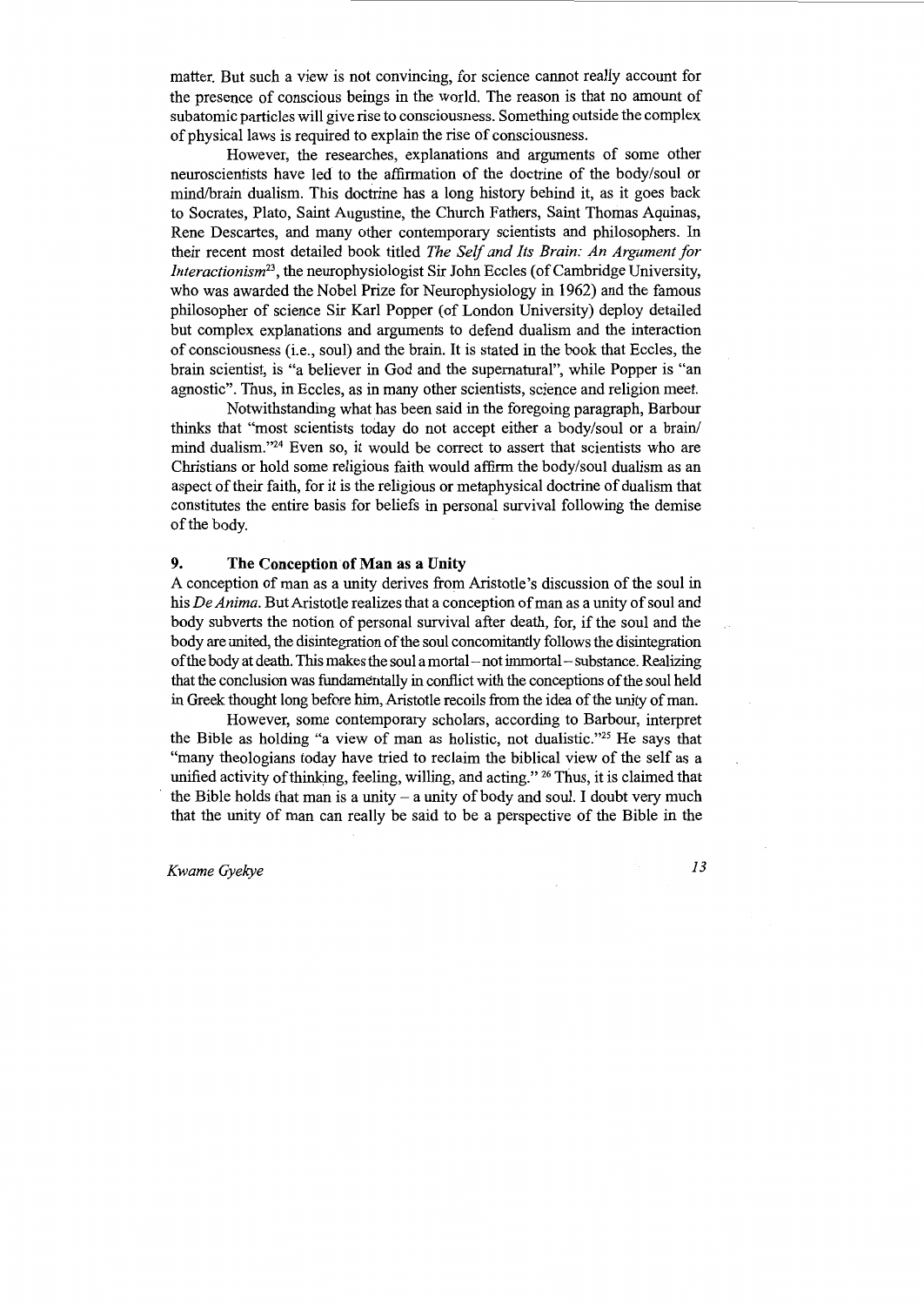matter. But such a view is not convincing, for science cannot really account for the presence of conscious beings in the world. The reason is that no amount of subatomic particles will give rise to consciousness. Something outside the complex of physical laws is required to explain the rise of consciousness.

However, the researches, explanations and arguments of some other neuroscientists have led to the affirmation of the doctrine of the body/soul or mind/brain dualism. This doctrine has a long history behind it, as it goes back to Socrates, Plato, Saint Augustine, the Church Fathers, Saint Thomas Aquinas, Rene Descartes, and many other contemporary scientists and philosophers. In their recent most detailed book titled *The Self and Its Brain: An Argument for Interactionism*[23], the neurophysiologist Sir John Eccles (of Cambridge University, who was awarded the Nobel Prize for Neurophysiology in 1962) and the famous philosopher of science Sir Karl Popper (of London University) deploy detailed but complex explanations and arguments to defend dualism and the interaction of consciousness (i.e., soul) and the brain. It is stated in the book that Eccles, the brain scientist, is "a believer in God and the supernatural", while Popper is "an agnostic". Thus, in Eccles, as in many other scientists, science and religion meet.

Notwithstanding what has been said in the foregoing paragraph, Barbour thinks that "most scientists today do not accept either a body/soul or a brain/mind dualism."[24] Even so, it would be correct to assert that scientists who are Christians or hold some religious faith would affirm the body/soul dualism as an aspect of their faith, for it is the religious or metaphysical doctrine of dualism that constitutes the entire basis for beliefs in personal survival following the demise of the body.

## 9. The Conception of Man as a Unity

A conception of man as a unity derives from Aristotle's discussion of the soul in his *De Anima*. But Aristotle realizes that a conception of man as a unity of soul and body subverts the notion of personal survival after death, for, if the soul and the body are united, the disintegration of the soul concomitantly follows the disintegration of the body at death. This makes the soul a mortal – not immortal – substance. Realizing that the conclusion was fundamentally in conflict with the conceptions of the soul held in Greek thought long before him, Aristotle recoils from the idea of the unity of man.

However, some contemporary scholars, according to Barbour, interpret the Bible as holding "a view of man as holistic, not dualistic."[25] He says that "many theologians today have tried to reclaim the biblical view of the self as a unified activity of thinking, feeling, willing, and acting."[26] Thus, it is claimed that the Bible holds that man is a unity – a unity of body and soul. I doubt very much that the unity of man can really be said to be a perspective of the Bible in the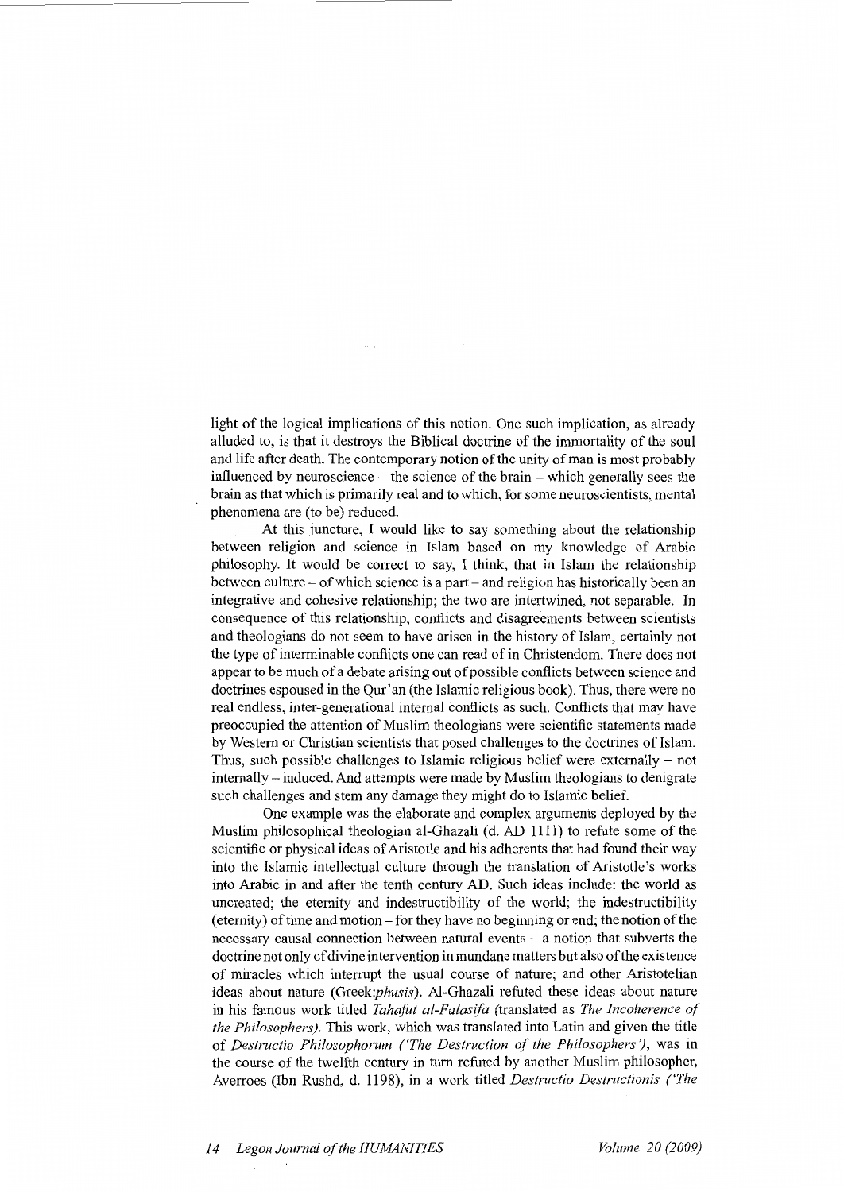light of the logical implications of this notion. One such implication, as already alluded to, is that it destroys the Biblical doctrine of the immortality of the soul and life after death. The contemporary notion of the unity of man is most probably influenced by neuroscience – the science of the brain – which generally sees the brain as that which is primarily real and to which, for some neuroscientists, mental phenomena are (to be) reduced.

At this juncture, I would like to say something about the relationship between religion and science in Islam based on my knowledge of Arabic philosophy. It would be correct to say, I think, that in Islam the relationship between culture – of which science is a part – and religion has historically been an integrative and cohesive relationship; the two are intertwined, not separable. In consequence of this relationship, conflicts and disagreements between scientists and theologians do not seem to have arisen in the history of Islam, certainly not the type of interminable conflicts one can read of in Christendom. There does not appear to be much of a debate arising out of possible conflicts between science and doctrines espoused in the Qur'an (the Islamic religious book). Thus, there were no real endless, inter-generational internal conflicts as such. Conflicts that may have preoccupied the attention of Muslim theologians were scientific statements made by Western or Christian scientists that posed challenges to the doctrines of Islam. Thus, such possible challenges to Islamic religious belief were externally – not internally – induced. And attempts were made by Muslim theologians to denigrate such challenges and stem any damage they might do to Islamic belief.

One example was the elaborate and complex arguments deployed by the Muslim philosophical theologian al-Ghazali (d. AD 1111) to refute some of the scientific or physical ideas of Aristotle and his adherents that had found their way into the Islamic intellectual culture through the translation of Aristotle's works into Arabic in and after the tenth century AD. Such ideas include: the world as uncreated; the eternity and indestructibility of the world; the indestructibility (eternity) of time and motion – for they have no beginning or end; the notion of the necessary causal connection between natural events – a notion that subverts the doctrine not only of divine intervention in mundane matters but also of the existence of miracles which interrupt the usual course of nature; and other Aristotelian ideas about nature (Greek:*phusis*). Al-Ghazali refuted these ideas about nature in his famous work titled *Tahafut al-Falasifa* (translated as *The Incoherence of the Philosophers*). This work, which was translated into Latin and given the title of *Destructio Philosophorum ('The Destruction of the Philosophers')*, was in the course of the twelfth century in turn refuted by another Muslim philosopher, Averroes (Ibn Rushd, d. 1198), in a work titled *Destructio Destructionis ('The*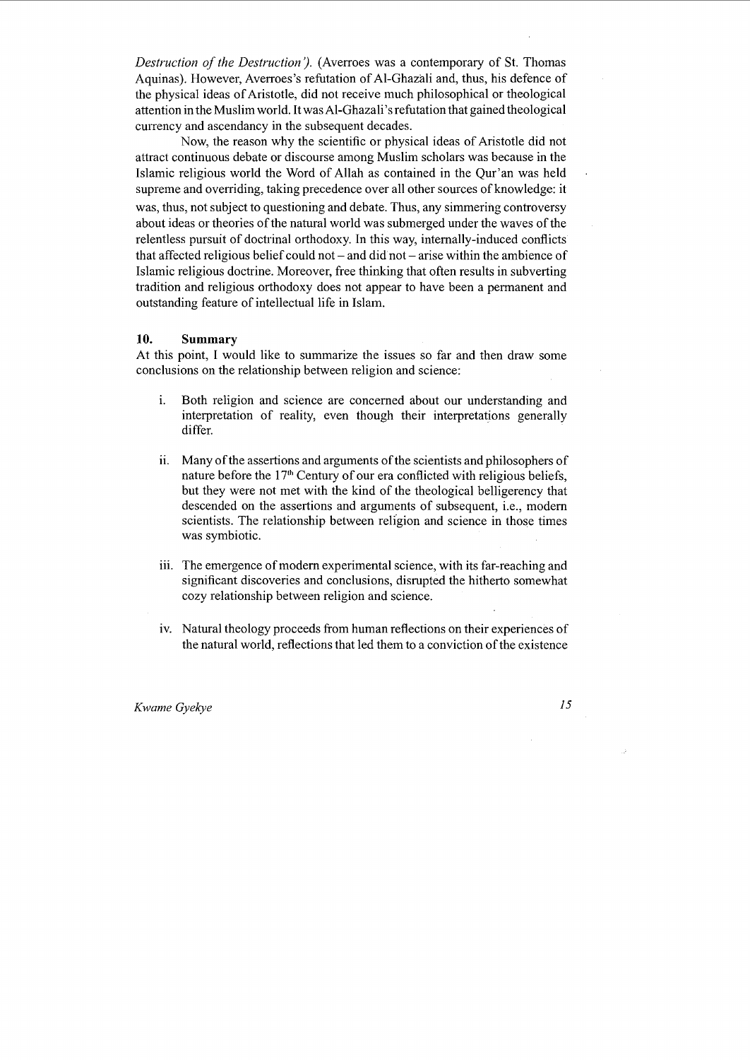*Destruction of the Destruction').* (Averroes was a contemporary of St. Thomas Aquinas). However, Averroes's refutation of Al-Ghazali and, thus, his defence of the physical ideas of Aristotle, did not receive much philosophical or theological attention in the Muslim world. It was Al-Ghazali's refutation that gained theological currency and ascendancy in the subsequent decades.

Now, the reason why the scientific or physical ideas of Aristotle did not attract continuous debate or discourse among Muslim scholars was because in the Islamic religious world the Word of Allah as contained in the Qur'an was held supreme and overriding, taking precedence over all other sources of knowledge: it was, thus, not subject to questioning and debate. Thus, any simmering controversy about ideas or theories of the natural world was submerged under the waves of the relentless pursuit of doctrinal orthodoxy. In this way, internally-induced conflicts that affected religious belief could not – and did not – arise within the ambience of Islamic religious doctrine. Moreover, free thinking that often results in subverting tradition and religious orthodoxy does not appear to have been a permanent and outstanding feature of intellectual life in Islam.

## 10. Summary

At this point, I would like to summarize the issues so far and then draw some conclusions on the relationship between religion and science:

i. Both religion and science are concerned about our understanding and interpretation of reality, even though their interpretations generally differ.

ii. Many of the assertions and arguments of the scientists and philosophers of nature before the 17th Century of our era conflicted with religious beliefs, but they were not met with the kind of the theological belligerency that descended on the assertions and arguments of subsequent, i.e., modern scientists. The relationship between religion and science in those times was symbiotic.

iii. The emergence of modern experimental science, with its far-reaching and significant discoveries and conclusions, disrupted the hitherto somewhat cozy relationship between religion and science.

iv. Natural theology proceeds from human reflections on their experiences of the natural world, reflections that led them to a conviction of the existence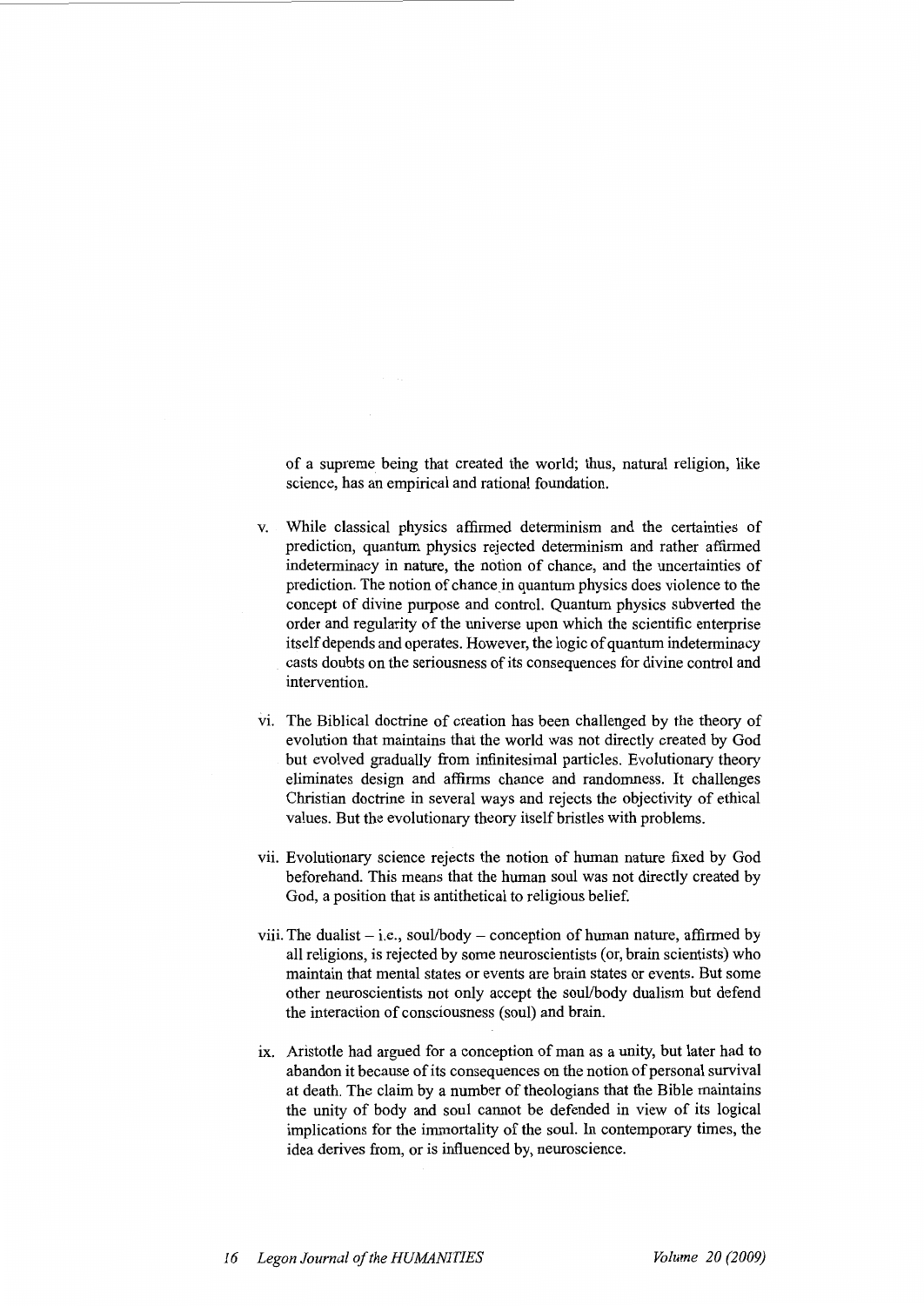of a supreme being that created the world; thus, natural religion, like science, has an empirical and rational foundation.

v. While classical physics affirmed determinism and the certainties of prediction, quantum physics rejected determinism and rather affirmed indeterminacy in nature, the notion of chance, and the uncertainties of prediction. The notion of chance in quantum physics does violence to the concept of divine purpose and control. Quantum physics subverted the order and regularity of the universe upon which the scientific enterprise itself depends and operates. However, the logic of quantum indeterminacy casts doubts on the seriousness of its consequences for divine control and intervention.

vi. The Biblical doctrine of creation has been challenged by the theory of evolution that maintains that the world was not directly created by God but evolved gradually from infinitesimal particles. Evolutionary theory eliminates design and affirms chance and randomness. It challenges Christian doctrine in several ways and rejects the objectivity of ethical values. But the evolutionary theory itself bristles with problems.

vii. Evolutionary science rejects the notion of human nature fixed by God beforehand. This means that the human soul was not directly created by God, a position that is antithetical to religious belief.

viii. The dualist – i.e., soul/body – conception of human nature, affirmed by all religions, is rejected by some neuroscientists (or, brain scientists) who maintain that mental states or events are brain states or events. But some other neuroscientists not only accept the soul/body dualism but defend the interaction of consciousness (soul) and brain.

ix. Aristotle had argued for a conception of man as a unity, but later had to abandon it because of its consequences on the notion of personal survival at death. The claim by a number of theologians that the Bible maintains the unity of body and soul cannot be defended in view of its logical implications for the immortality of the soul. In contemporary times, the idea derives from, or is influenced by, neuroscience.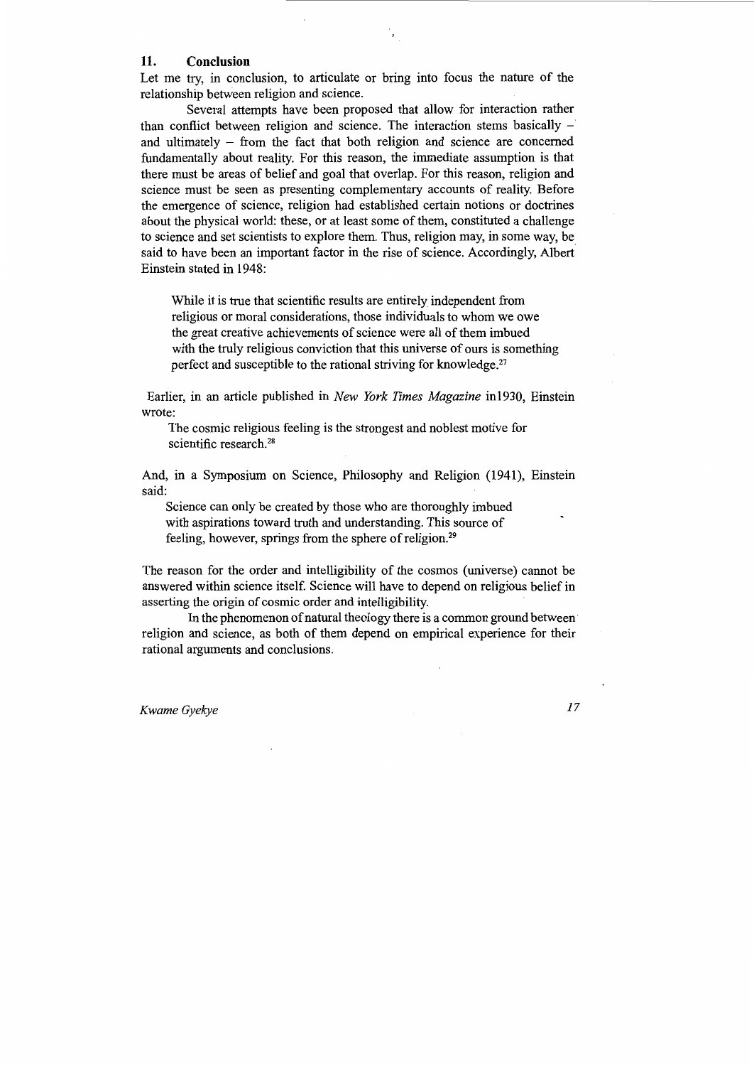## 11. Conclusion

Let me try, in conclusion, to articulate or bring into focus the nature of the relationship between religion and science.

Several attempts have been proposed that allow for interaction rather than conflict between religion and science. The interaction stems basically – and ultimately – from the fact that both religion and science are concerned fundamentally about reality. For this reason, the immediate assumption is that there must be areas of belief and goal that overlap. For this reason, religion and science must be seen as presenting complementary accounts of reality. Before the emergence of science, religion had established certain notions or doctrines about the physical world: these, or at least some of them, constituted a challenge to science and set scientists to explore them. Thus, religion may, in some way, be said to have been an important factor in the rise of science. Accordingly, Albert Einstein stated in 1948:

> While it is true that scientific results are entirely independent from religious or moral considerations, those individuals to whom we owe the great creative achievements of science were all of them imbued with the truly religious conviction that this universe of ours is something perfect and susceptible to the rational striving for knowledge.[27]

Earlier, in an article published in *New York Times Magazine* in1930, Einstein wrote:

> The cosmic religious feeling is the strongest and noblest motive for scientific research.[28]

And, in a Symposium on Science, Philosophy and Religion (1941), Einstein said:

> Science can only be created by those who are thoroughly imbued with aspirations toward truth and understanding. This source of feeling, however, springs from the sphere of religion.[29]

The reason for the order and intelligibility of the cosmos (universe) cannot be answered within science itself. Science will have to depend on religious belief in asserting the origin of cosmic order and intelligibility.

In the phenomenon of natural theology there is a common ground between religion and science, as both of them depend on empirical experience for their rational arguments and conclusions.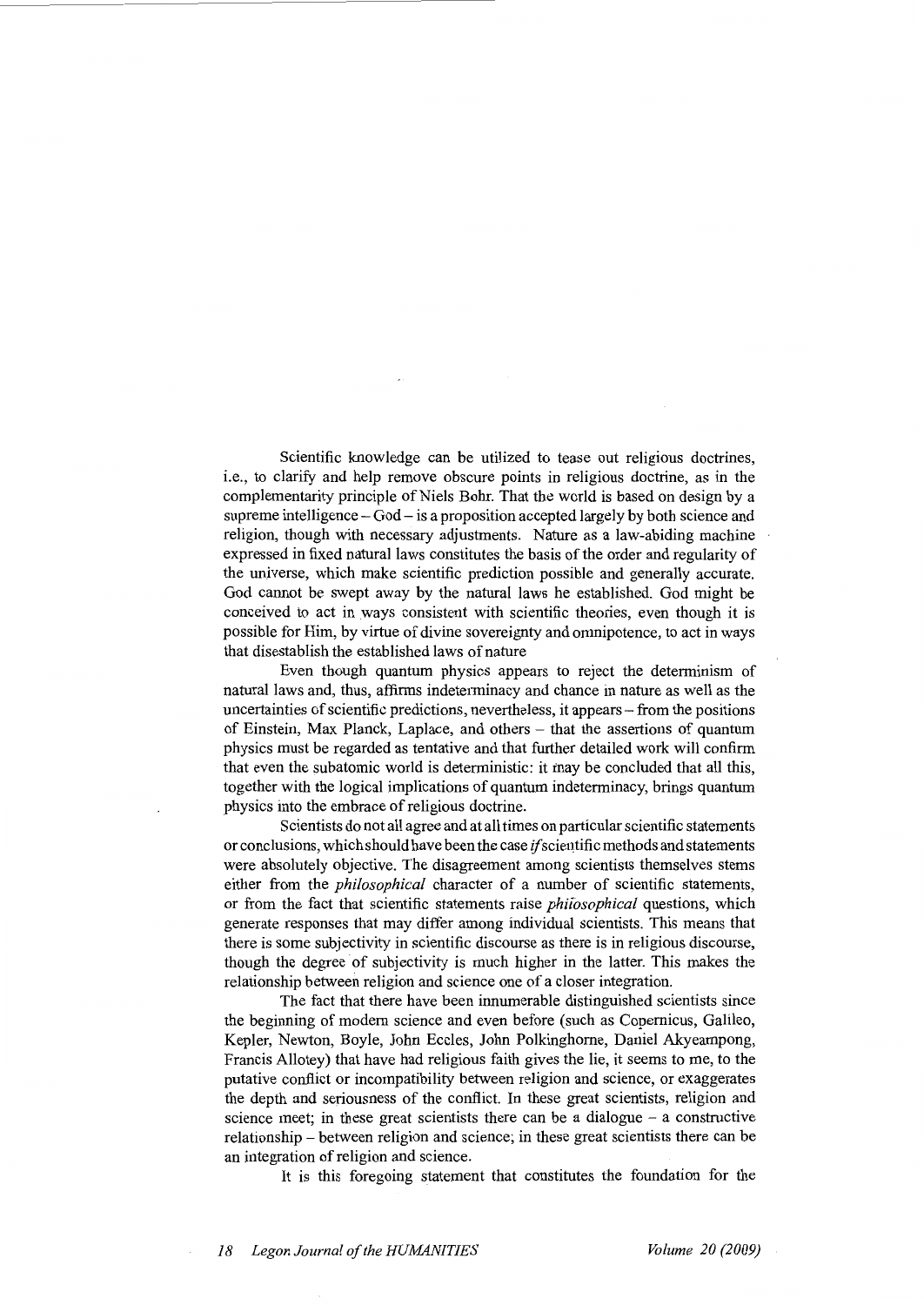Scientific knowledge can be utilized to tease out religious doctrines, i.e., to clarify and help remove obscure points in religious doctrine, as in the complementarity principle of Niels Bohr. That the world is based on design by a supreme intelligence – God – is a proposition accepted largely by both science and religion, though with necessary adjustments. Nature as a law-abiding machine expressed in fixed natural laws constitutes the basis of the order and regularity of the universe, which make scientific prediction possible and generally accurate. God cannot be swept away by the natural laws he established. God might be conceived to act in ways consistent with scientific theories, even though it is possible for Him, by virtue of divine sovereignty and omnipotence, to act in ways that disestablish the established laws of nature

Even though quantum physics appears to reject the determinism of natural laws and, thus, affirms indeterminacy and chance in nature as well as the uncertainties of scientific predictions, nevertheless, it appears – from the positions of Einstein, Max Planck, Laplace, and others – that the assertions of quantum physics must be regarded as tentative and that further detailed work will confirm that even the subatomic world is deterministic: it may be concluded that all this, together with the logical implications of quantum indeterminacy, brings quantum physics into the embrace of religious doctrine.

Scientists do not all agree and at all times on particular scientific statements or conclusions, which should have been the case *if* scientific methods and statements were absolutely objective. The disagreement among scientists themselves stems either from the *philosophical* character of a number of scientific statements, or from the fact that scientific statements raise *philosophical* questions, which generate responses that may differ among individual scientists. This means that there is some subjectivity in scientific discourse as there is in religious discourse, though the degree of subjectivity is much higher in the latter. This makes the relationship between religion and science one of a closer integration.

The fact that there have been innumerable distinguished scientists since the beginning of modern science and even before (such as Copernicus, Galileo, Kepler, Newton, Boyle, John Eccles, John Polkinghorne, Daniel Akyeampong, Francis Allotey) that have had religious faith gives the lie, it seems to me, to the putative conflict or incompatibility between religion and science, or exaggerates the depth and seriousness of the conflict. In these great scientists, religion and science meet; in these great scientists there can be a dialogue – a constructive relationship – between religion and science; in these great scientists there can be an integration of religion and science.

It is this foregoing statement that constitutes the foundation for the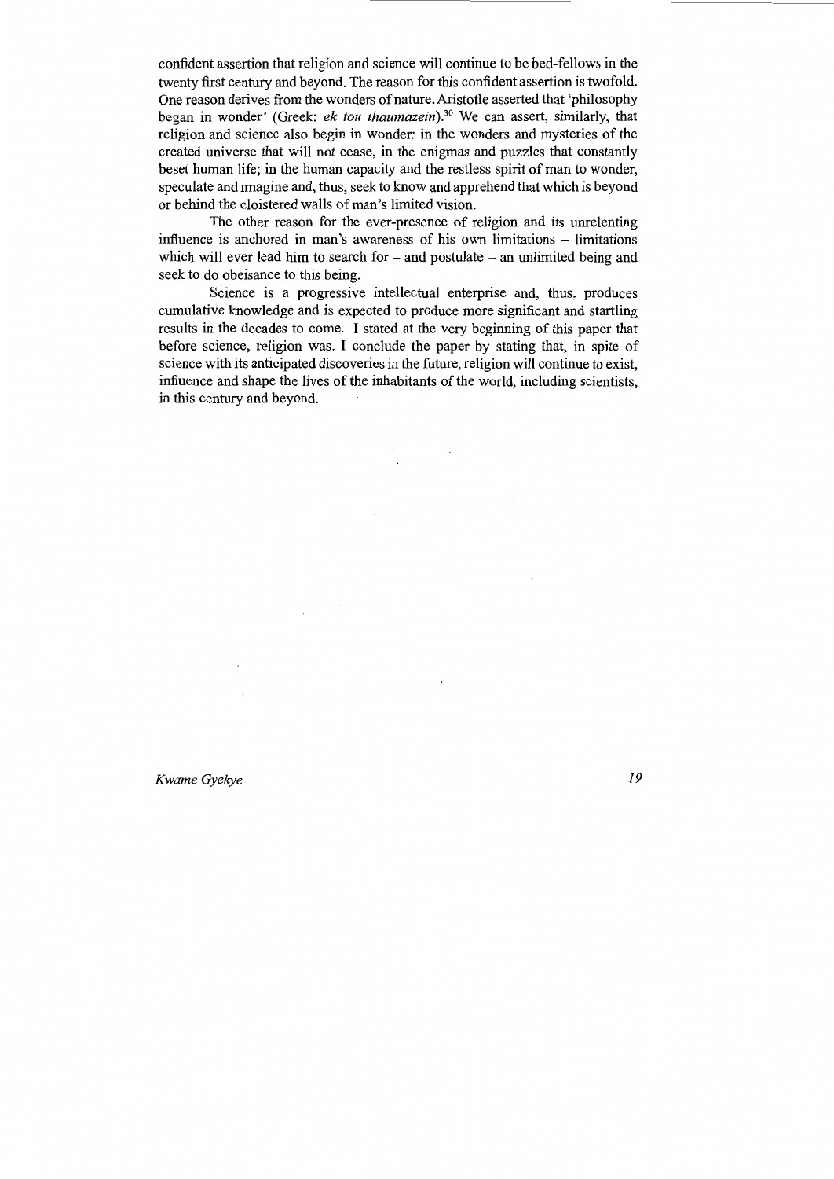confident assertion that religion and science will continue to be bed-fellows in the twenty first century and beyond. The reason for this confident assertion is twofold. One reason derives from the wonders of nature. Aristotle asserted that 'philosophy began in wonder' (Greek: *ek tou thaumazein*).[30] We can assert, similarly, that religion and science also begin in wonder: in the wonders and mysteries of the created universe that will not cease, in the enigmas and puzzles that constantly beset human life; in the human capacity and the restless spirit of man to wonder, speculate and imagine and, thus, seek to know and apprehend that which is beyond or behind the cloistered walls of man's limited vision.

The other reason for the ever-presence of religion and its unrelenting influence is anchored in man's awareness of his own limitations – limitations which will ever lead him to search for – and postulate – an unlimited being and seek to do obeisance to this being.

Science is a progressive intellectual enterprise and, thus, produces cumulative knowledge and is expected to produce more significant and startling results in the decades to come. I stated at the very beginning of this paper that before science, religion was. I conclude the paper by stating that, in spite of science with its anticipated discoveries in the future, religion will continue to exist, influence and shape the lives of the inhabitants of the world, including scientists, in this century and beyond.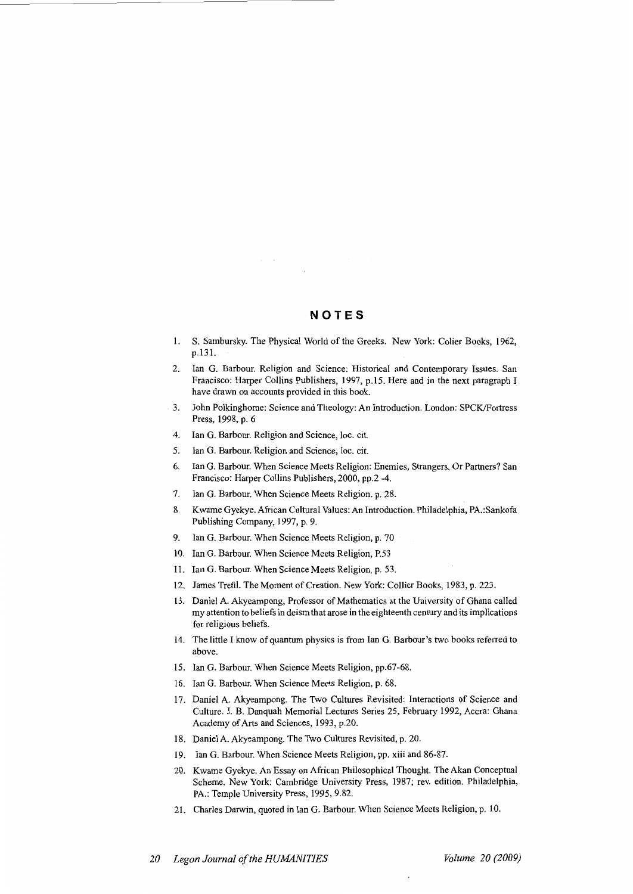## NOTES

1. S. Sambursky. The Physical World of the Greeks. New York: Colier Books, 1962, p.131.
2. Ian G. Barbour. Religion and Science: Historical and Contemporary Issues. San Francisco: Harper Collins Publishers, 1997, p.15. Here and in the next paragraph I have drawn on accounts provided in this book.
3. John Polkinghorne: Science and Theology: An Introduction. London: SPCK/Fortress Press, 1998, p. 6
4. Ian G. Barbour. Religion and Science, loc. cit.
5. Ian G. Barbour. Religion and Science, loc. cit.
6. Ian G. Barbour. When Science Meets Religion: Enemies, Strangers, Or Partners? San Francisco: Harper Collins Publishers, 2000, pp.2 -4.
7. Ian G. Barbour. When Science Meets Religion. p. 28.
8. Kwame Gyekye. African Cultural Values: An Introduction. Philadelphia, PA.:Sankofa Publishing Company, 1997, p. 9.
9. Ian G. Barbour. When Science Meets Religion, p. 70
10. Ian G. Barbour. When Science Meets Religion, P.53
11. Ian G. Barbour. When Science Meets Religion, p. 53.
12. James Trefil. The Moment of Creation. New York: Collier Books, 1983, p. 223.
13. Daniel A. Akyeampong, Professor of Mathematics at the University of Ghana called my attention to beliefs in deism that arose in the eighteenth century and its implications for religious beliefs.
14. The little I know of quantum physics is from Ian G. Barbour's two books referred to above.
15. Ian G. Barbour. When Science Meets Religion, pp.67-68.
16. Ian G. Barbour. When Science Meets Religion, p. 68.
17. Daniel A. Akyeampong. The Two Cultures Revisited: Interactions of Science and Culture. J. B. Danquah Memorial Lectures Series 25, February 1992, Accra: Ghana Academy of Arts and Sciences, 1993, p.20.
18. Daniel A. Akyeampong. The Two Cultures Revisited, p. 20.
19. Ian G. Barbour. When Science Meets Religion, pp. xiii and 86-87.
20. Kwame Gyekye. An Essay on African Philosophical Thought. The Akan Conceptual Scheme. New York: Cambridge University Press, 1987; rev. edition. Philadelphia, PA.: Temple University Press, 1995, 9.82.
21. Charles Darwin, quoted in Ian G. Barbour. When Science Meets Religion, p. 10.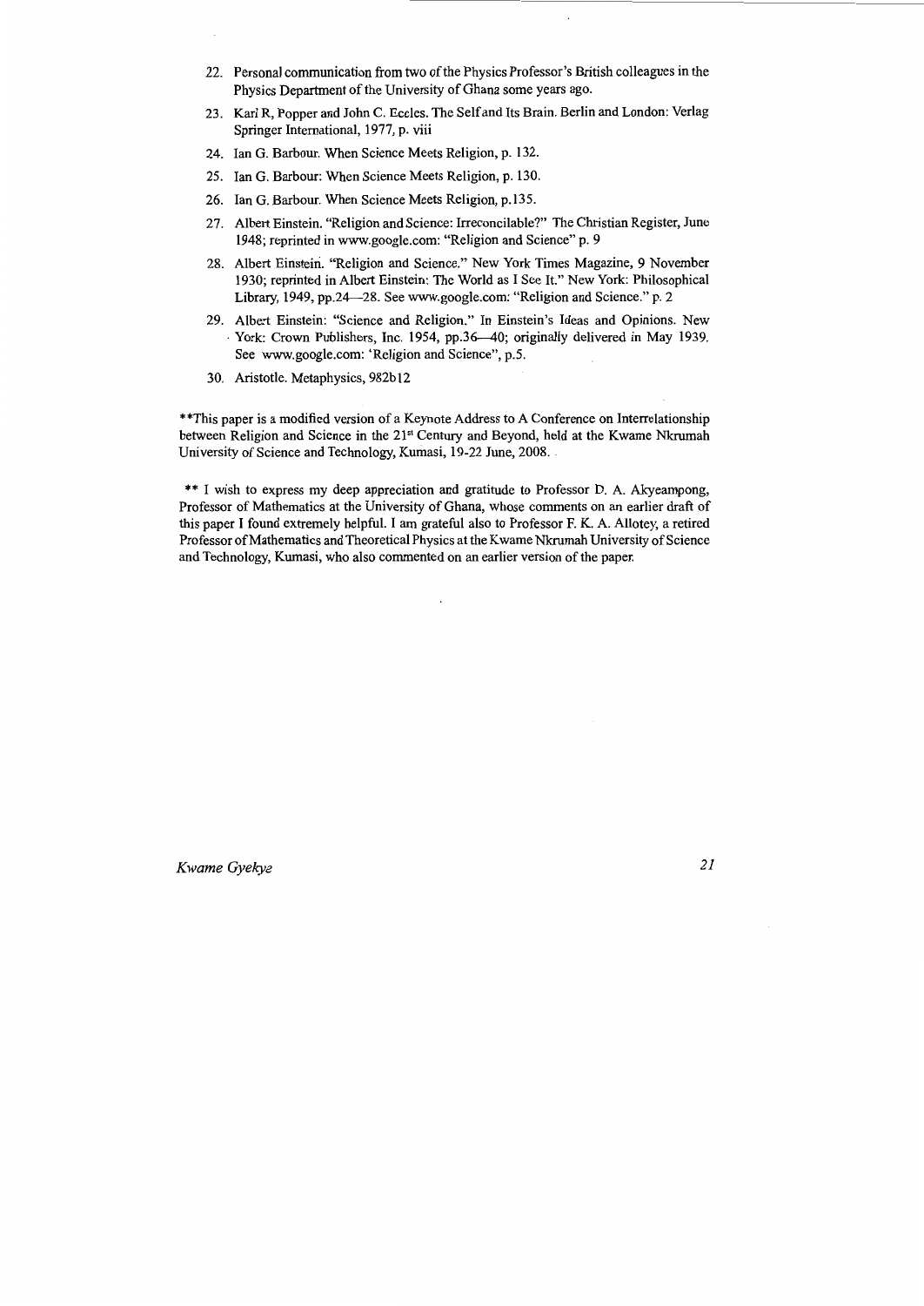22. Personal communication from two of the Physics Professor's British colleagues in the Physics Department of the University of Ghana some years ago.
23. Karl R, Popper and John C. Eccles. The Self and Its Brain. Berlin and London: Verlag Springer International, 1977, p. viii
24. Ian G. Barbour. When Science Meets Religion, p. 132.
25. Ian G. Barbour: When Science Meets Religion, p. 130.
26. Ian G. Barbour. When Science Meets Religion, p.135.
27. Albert Einstein. "Religion and Science: Irreconcilable?" The Christian Register, June 1948; reprinted in www.google.com: "Religion and Science" p. 9
28. Albert Einstein. "Religion and Science." New York Times Magazine, 9 November 1930; reprinted in Albert Einstein: The World as I See It." New York: Philosophical Library, 1949, pp.24—28. See www.google.com: "Religion and Science." p. 2
29. Albert Einstein: "Science and Religion." In Einstein's Ideas and Opinions. New York: Crown Publishers, Inc. 1954, pp.36—40; originally delivered in May 1939. See www.google.com: 'Religion and Science", p.5.
30. Aristotle. Metaphysics, 982b12

**This paper is a modified version of a Keynote Address to A Conference on Interrelationship between Religion and Science in the 21st Century and Beyond, held at the Kwame Nkrumah University of Science and Technology, Kumasi, 19-22 June, 2008.

** I wish to express my deep appreciation and gratitude to Professor D. A. Akyeampong, Professor of Mathematics at the University of Ghana, whose comments on an earlier draft of this paper I found extremely helpful. I am grateful also to Professor F. K. A. Allotey, a retired Professor of Mathematics and Theoretical Physics at the Kwame Nkrumah University of Science and Technology, Kumasi, who also commented on an earlier version of the paper.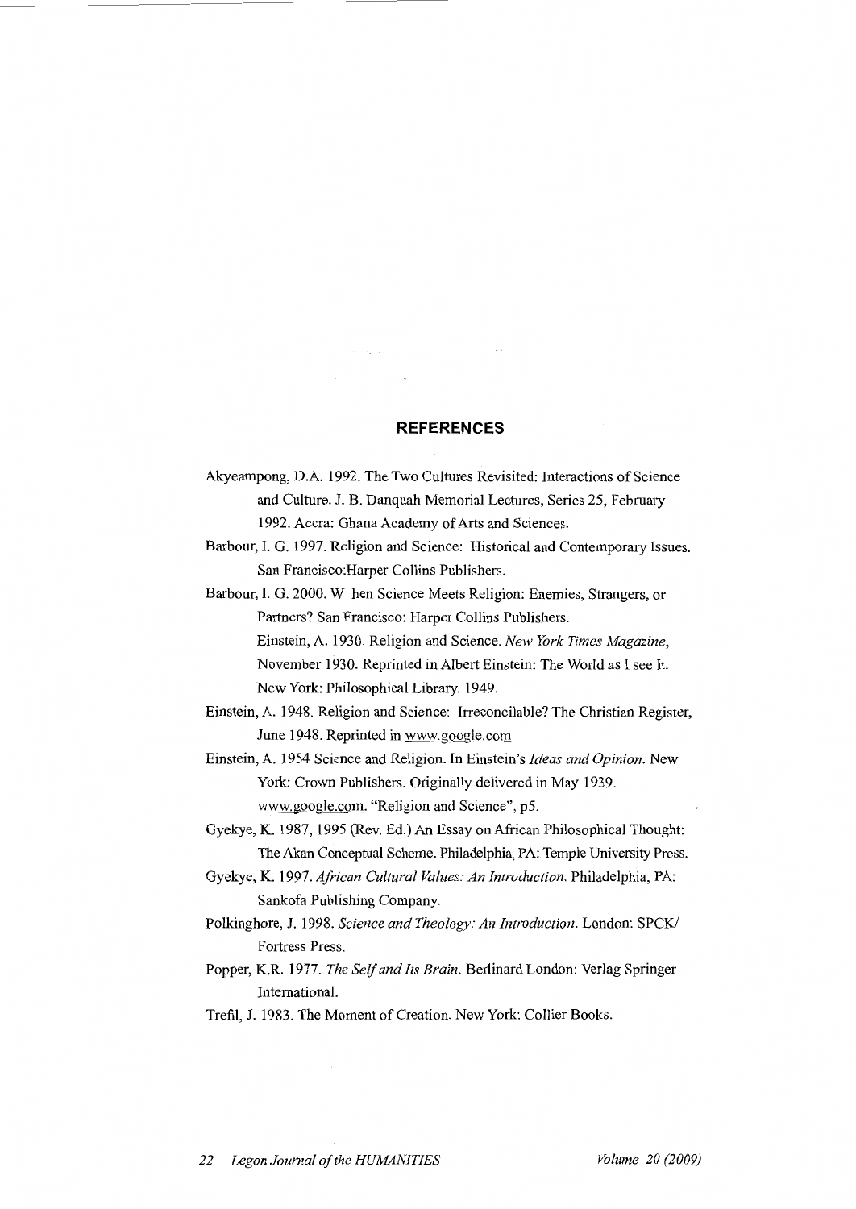## REFERENCES

Akyeampong, D.A. 1992. The Two Cultures Revisited: Interactions of Science and Culture. J. B. Danquah Memorial Lectures, Series 25, February 1992. Accra: Ghana Academy of Arts and Sciences.

Barbour, I. G. 1997. Religion and Science: Historical and Contemporary Issues. San Francisco:Harper Collins Publishers.

Barbour, I. G. 2000. W hen Science Meets Religion: Enemies, Strangers, or Partners? San Francisco: Harper Collins Publishers.

Einstein, A. 1930. Religion and Science. *New York Times Magazine*, November 1930. Reprinted in Albert Einstein: The World as I see It. New York: Philosophical Library. 1949.

Einstein, A. 1948. Religion and Science: Irreconcilable? The Christian Register, June 1948. Reprinted in www.google.com

Einstein, A. 1954 Science and Religion. In Einstein's *Ideas and Opinion*. New York: Crown Publishers. Originally delivered in May 1939. www.google.com. "Religion and Science", p5.

Gyekye, K. 1987, 1995 (Rev. Ed.) An Essay on African Philosophical Thought: The Akan Conceptual Scheme. Philadelphia, PA: Temple University Press.

Gyekye, K. 1997. *African Cultural Values: An Introduction*. Philadelphia, PA: Sankofa Publishing Company.

Polkinghore, J. 1998. *Science and Theology: An Introduction*. London: SPCK/ Fortress Press.

Popper, K.R. 1977. *The Self and Its Brain*. Berlinard London: Verlag Springer International.

Trefil, J. 1983. The Moment of Creation. New York: Collier Books.